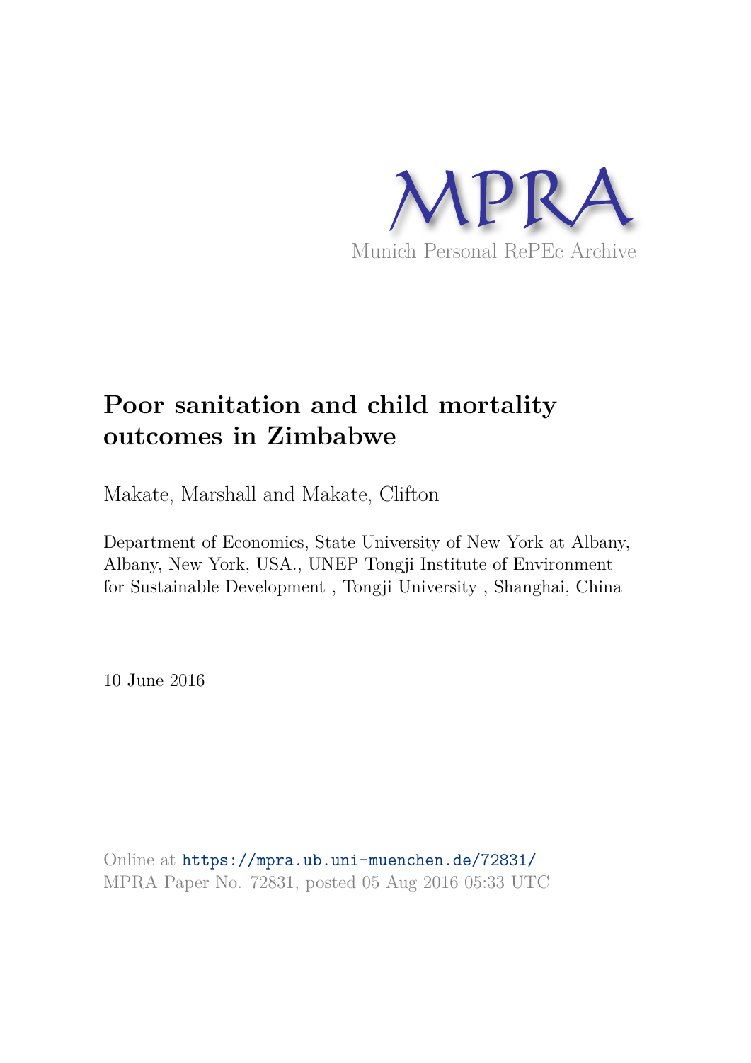MPRA

Munich Personal RePEc Archive

# Poor sanitation and child mortality outcomes in Zimbabwe

Makate, Marshall and Makate, Clifton

Department of Economics, State University of New York at Albany, Albany, New York, USA., UNEP Tongji Institute of Environment for Sustainable Development , Tongji University , Shanghai, China

10 June 2016

Online at https://mpra.ub.uni-muenchen.de/72831/
MPRA Paper No. 72831, posted 05 Aug 2016 05:33 UTC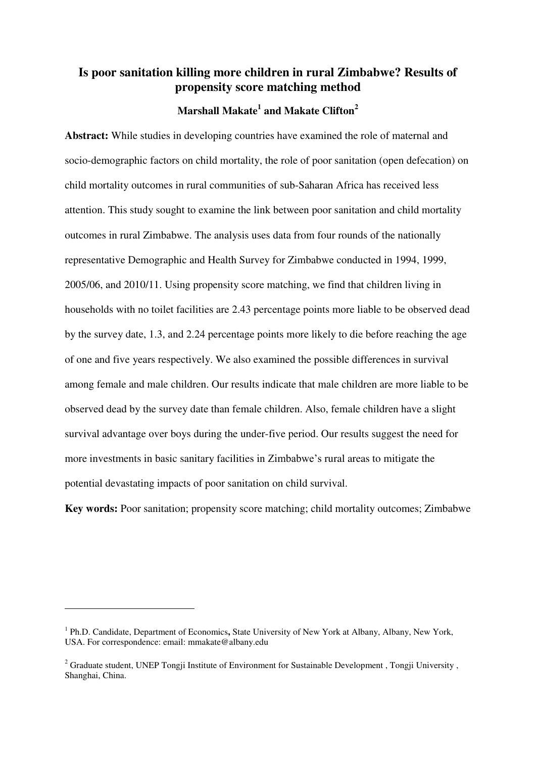# Is poor sanitation killing more children in rural Zimbabwe? Results of propensity score matching method

**Marshall Makate[1] and Makate Clifton[2]**

**Abstract:** While studies in developing countries have examined the role of maternal and socio-demographic factors on child mortality, the role of poor sanitation (open defecation) on child mortality outcomes in rural communities of sub-Saharan Africa has received less attention. This study sought to examine the link between poor sanitation and child mortality outcomes in rural Zimbabwe. The analysis uses data from four rounds of the nationally representative Demographic and Health Survey for Zimbabwe conducted in 1994, 1999, 2005/06, and 2010/11. Using propensity score matching, we find that children living in households with no toilet facilities are 2.43 percentage points more liable to be observed dead by the survey date, 1.3, and 2.24 percentage points more likely to die before reaching the age of one and five years respectively. We also examined the possible differences in survival among female and male children. Our results indicate that male children are more liable to be observed dead by the survey date than female children. Also, female children have a slight survival advantage over boys during the under-five period. Our results suggest the need for more investments in basic sanitary facilities in Zimbabwe's rural areas to mitigate the potential devastating impacts of poor sanitation on child survival.

**Key words:** Poor sanitation; propensity score matching; child mortality outcomes; Zimbabwe

---

[1] Ph.D. Candidate, Department of Economics**,** State University of New York at Albany, Albany, New York, USA. For correspondence: email: mmakate@albany.edu

[2] Graduate student, UNEP Tongji Institute of Environment for Sustainable Development , Tongji University , Shanghai, China.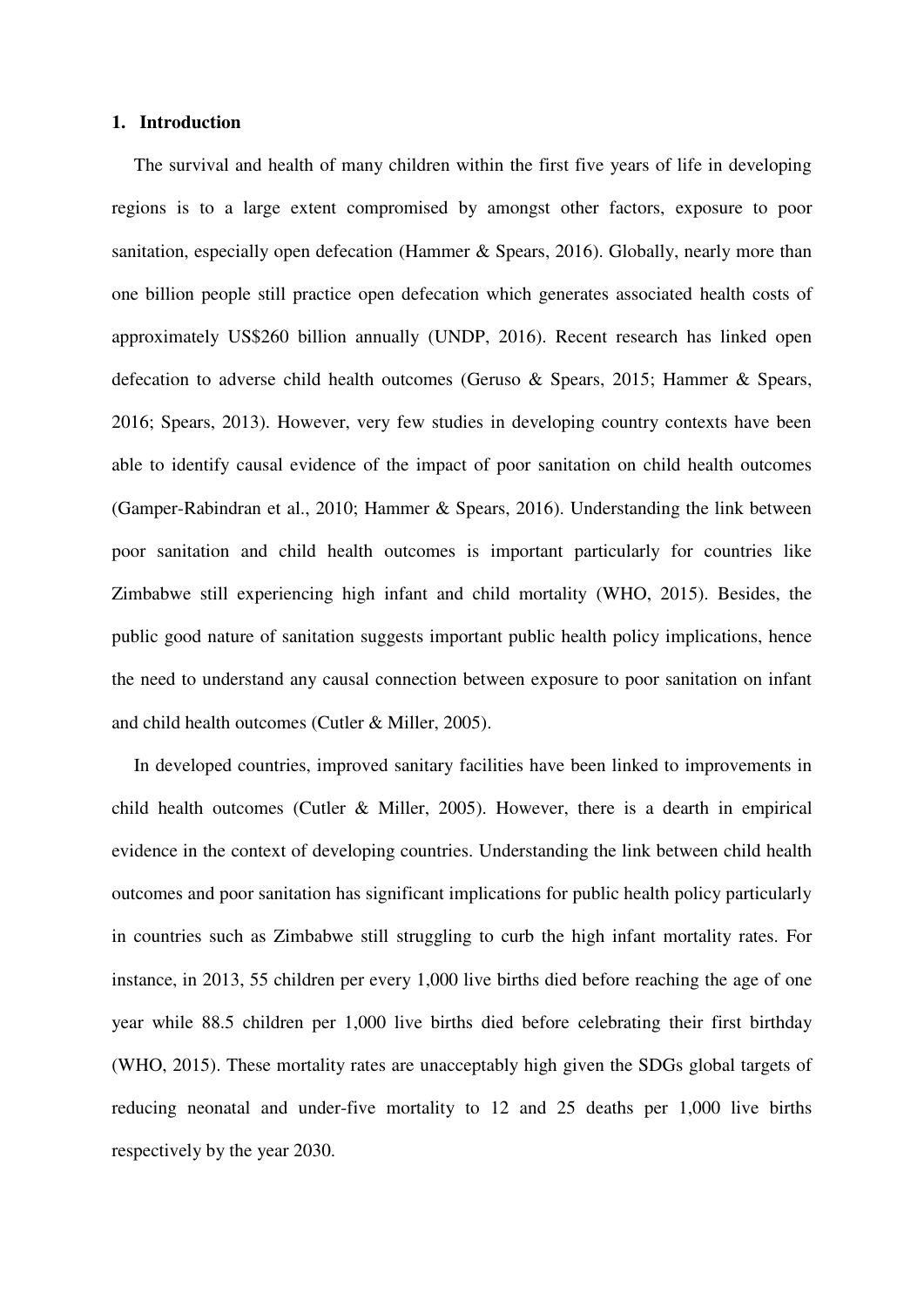## 1. Introduction

The survival and health of many children within the first five years of life in developing regions is to a large extent compromised by amongst other factors, exposure to poor sanitation, especially open defecation (Hammer & Spears, 2016). Globally, nearly more than one billion people still practice open defecation which generates associated health costs of approximately US$260 billion annually (UNDP, 2016). Recent research has linked open defecation to adverse child health outcomes (Geruso & Spears, 2015; Hammer & Spears, 2016; Spears, 2013). However, very few studies in developing country contexts have been able to identify causal evidence of the impact of poor sanitation on child health outcomes (Gamper-Rabindran et al., 2010; Hammer & Spears, 2016). Understanding the link between poor sanitation and child health outcomes is important particularly for countries like Zimbabwe still experiencing high infant and child mortality (WHO, 2015). Besides, the public good nature of sanitation suggests important public health policy implications, hence the need to understand any causal connection between exposure to poor sanitation on infant and child health outcomes (Cutler & Miller, 2005).

In developed countries, improved sanitary facilities have been linked to improvements in child health outcomes (Cutler & Miller, 2005). However, there is a dearth in empirical evidence in the context of developing countries. Understanding the link between child health outcomes and poor sanitation has significant implications for public health policy particularly in countries such as Zimbabwe still struggling to curb the high infant mortality rates. For instance, in 2013, 55 children per every 1,000 live births died before reaching the age of one year while 88.5 children per 1,000 live births died before celebrating their first birthday (WHO, 2015). These mortality rates are unacceptably high given the SDGs global targets of reducing neonatal and under-five mortality to 12 and 25 deaths per 1,000 live births respectively by the year 2030.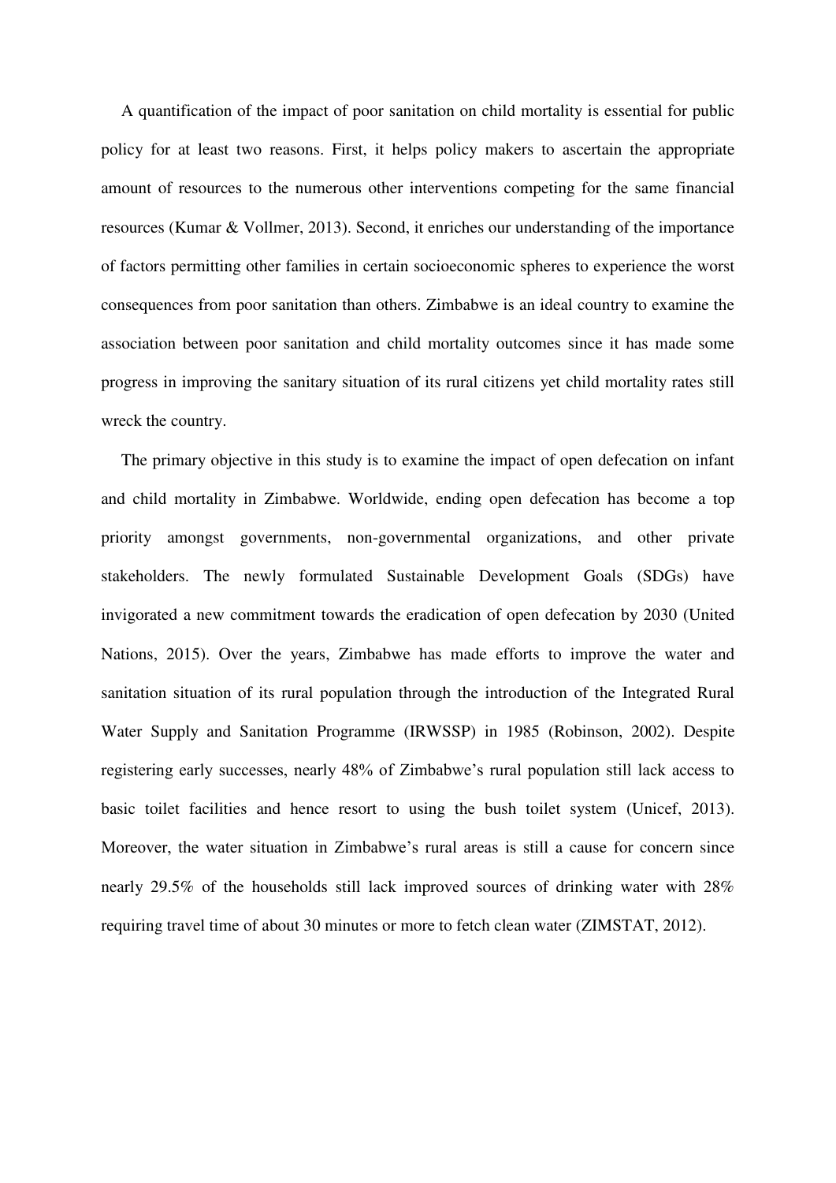A quantification of the impact of poor sanitation on child mortality is essential for public policy for at least two reasons. First, it helps policy makers to ascertain the appropriate amount of resources to the numerous other interventions competing for the same financial resources (Kumar & Vollmer, 2013). Second, it enriches our understanding of the importance of factors permitting other families in certain socioeconomic spheres to experience the worst consequences from poor sanitation than others. Zimbabwe is an ideal country to examine the association between poor sanitation and child mortality outcomes since it has made some progress in improving the sanitary situation of its rural citizens yet child mortality rates still wreck the country.

The primary objective in this study is to examine the impact of open defecation on infant and child mortality in Zimbabwe. Worldwide, ending open defecation has become a top priority amongst governments, non-governmental organizations, and other private stakeholders. The newly formulated Sustainable Development Goals (SDGs) have invigorated a new commitment towards the eradication of open defecation by 2030 (United Nations, 2015). Over the years, Zimbabwe has made efforts to improve the water and sanitation situation of its rural population through the introduction of the Integrated Rural Water Supply and Sanitation Programme (IRWSSP) in 1985 (Robinson, 2002). Despite registering early successes, nearly 48% of Zimbabwe's rural population still lack access to basic toilet facilities and hence resort to using the bush toilet system (Unicef, 2013). Moreover, the water situation in Zimbabwe's rural areas is still a cause for concern since nearly 29.5% of the households still lack improved sources of drinking water with 28% requiring travel time of about 30 minutes or more to fetch clean water (ZIMSTAT, 2012).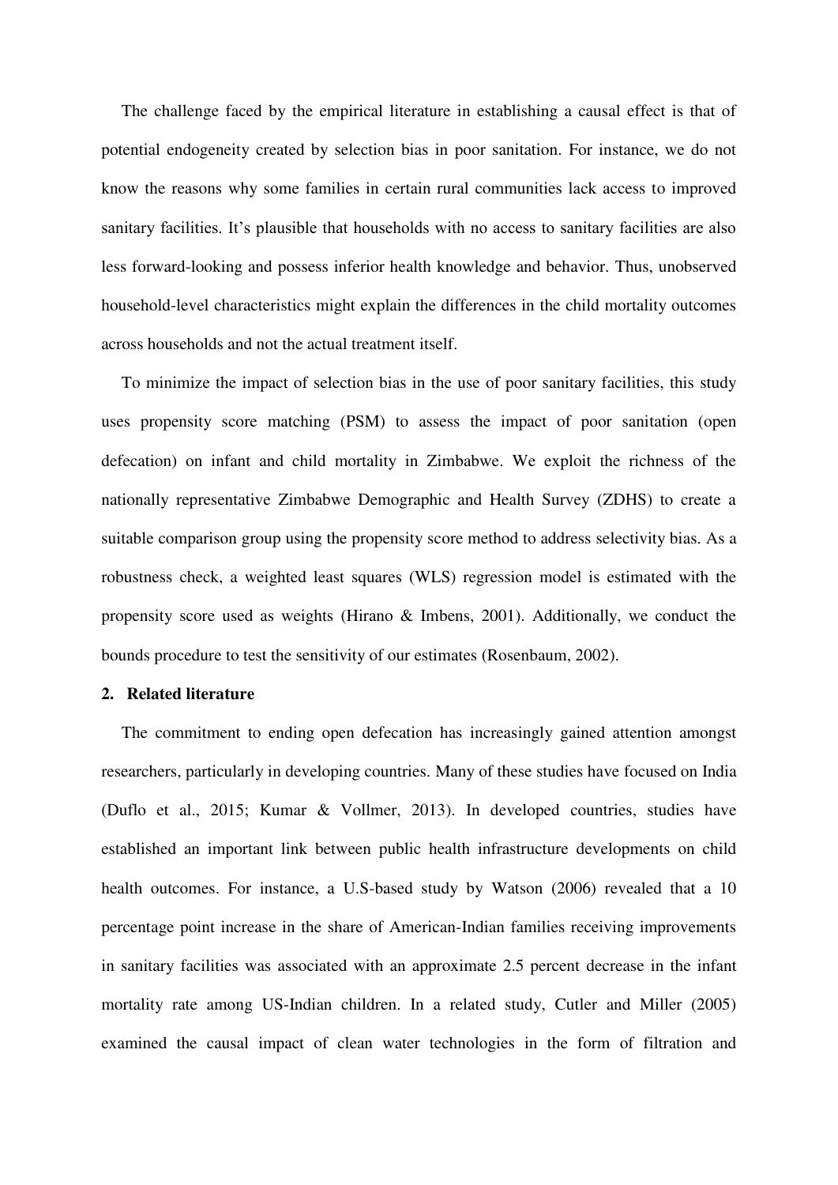The challenge faced by the empirical literature in establishing a causal effect is that of potential endogeneity created by selection bias in poor sanitation. For instance, we do not know the reasons why some families in certain rural communities lack access to improved sanitary facilities. It's plausible that households with no access to sanitary facilities are also less forward-looking and possess inferior health knowledge and behavior. Thus, unobserved household-level characteristics might explain the differences in the child mortality outcomes across households and not the actual treatment itself.

To minimize the impact of selection bias in the use of poor sanitary facilities, this study uses propensity score matching (PSM) to assess the impact of poor sanitation (open defecation) on infant and child mortality in Zimbabwe. We exploit the richness of the nationally representative Zimbabwe Demographic and Health Survey (ZDHS) to create a suitable comparison group using the propensity score method to address selectivity bias. As a robustness check, a weighted least squares (WLS) regression model is estimated with the propensity score used as weights (Hirano & Imbens, 2001). Additionally, we conduct the bounds procedure to test the sensitivity of our estimates (Rosenbaum, 2002).

## 2. Related literature

The commitment to ending open defecation has increasingly gained attention amongst researchers, particularly in developing countries. Many of these studies have focused on India (Duflo et al., 2015; Kumar & Vollmer, 2013). In developed countries, studies have established an important link between public health infrastructure developments on child health outcomes. For instance, a U.S-based study by Watson (2006) revealed that a 10 percentage point increase in the share of American-Indian families receiving improvements in sanitary facilities was associated with an approximate 2.5 percent decrease in the infant mortality rate among US-Indian children. In a related study, Cutler and Miller (2005) examined the causal impact of clean water technologies in the form of filtration and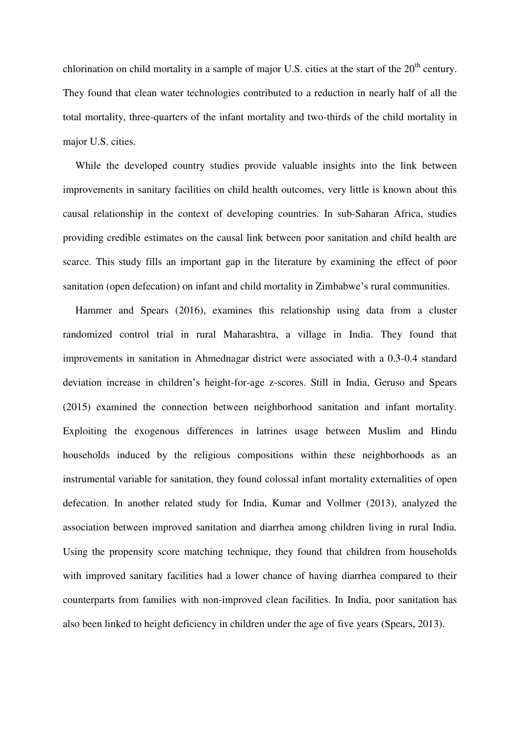chlorination on child mortality in a sample of major U.S. cities at the start of the 20th century. They found that clean water technologies contributed to a reduction in nearly half of all the total mortality, three-quarters of the infant mortality and two-thirds of the child mortality in major U.S. cities.

While the developed country studies provide valuable insights into the link between improvements in sanitary facilities on child health outcomes, very little is known about this causal relationship in the context of developing countries. In sub-Saharan Africa, studies providing credible estimates on the causal link between poor sanitation and child health are scarce. This study fills an important gap in the literature by examining the effect of poor sanitation (open defecation) on infant and child mortality in Zimbabwe's rural communities.

Hammer and Spears (2016), examines this relationship using data from a cluster randomized control trial in rural Maharashtra, a village in India. They found that improvements in sanitation in Ahmednagar district were associated with a 0.3-0.4 standard deviation increase in children's height-for-age z-scores. Still in India, Geruso and Spears (2015) examined the connection between neighborhood sanitation and infant mortality. Exploiting the exogenous differences in latrines usage between Muslim and Hindu households induced by the religious compositions within these neighborhoods as an instrumental variable for sanitation, they found colossal infant mortality externalities of open defecation. In another related study for India, Kumar and Vollmer (2013), analyzed the association between improved sanitation and diarrhea among children living in rural India. Using the propensity score matching technique, they found that children from households with improved sanitary facilities had a lower chance of having diarrhea compared to their counterparts from families with non-improved clean facilities. In India, poor sanitation has also been linked to height deficiency in children under the age of five years (Spears, 2013).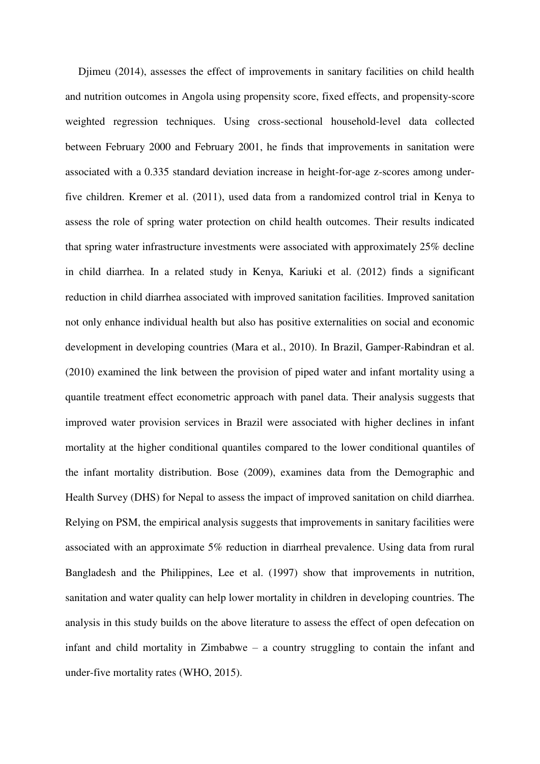Djimeu (2014), assesses the effect of improvements in sanitary facilities on child health and nutrition outcomes in Angola using propensity score, fixed effects, and propensity-score weighted regression techniques. Using cross-sectional household-level data collected between February 2000 and February 2001, he finds that improvements in sanitation were associated with a 0.335 standard deviation increase in height-for-age z-scores among under-five children. Kremer et al. (2011), used data from a randomized control trial in Kenya to assess the role of spring water protection on child health outcomes. Their results indicated that spring water infrastructure investments were associated with approximately 25% decline in child diarrhea. In a related study in Kenya, Kariuki et al. (2012) finds a significant reduction in child diarrhea associated with improved sanitation facilities. Improved sanitation not only enhance individual health but also has positive externalities on social and economic development in developing countries (Mara et al., 2010). In Brazil, Gamper-Rabindran et al. (2010) examined the link between the provision of piped water and infant mortality using a quantile treatment effect econometric approach with panel data. Their analysis suggests that improved water provision services in Brazil were associated with higher declines in infant mortality at the higher conditional quantiles compared to the lower conditional quantiles of the infant mortality distribution. Bose (2009), examines data from the Demographic and Health Survey (DHS) for Nepal to assess the impact of improved sanitation on child diarrhea. Relying on PSM, the empirical analysis suggests that improvements in sanitary facilities were associated with an approximate 5% reduction in diarrheal prevalence. Using data from rural Bangladesh and the Philippines, Lee et al. (1997) show that improvements in nutrition, sanitation and water quality can help lower mortality in children in developing countries. The analysis in this study builds on the above literature to assess the effect of open defecation on infant and child mortality in Zimbabwe – a country struggling to contain the infant and under-five mortality rates (WHO, 2015).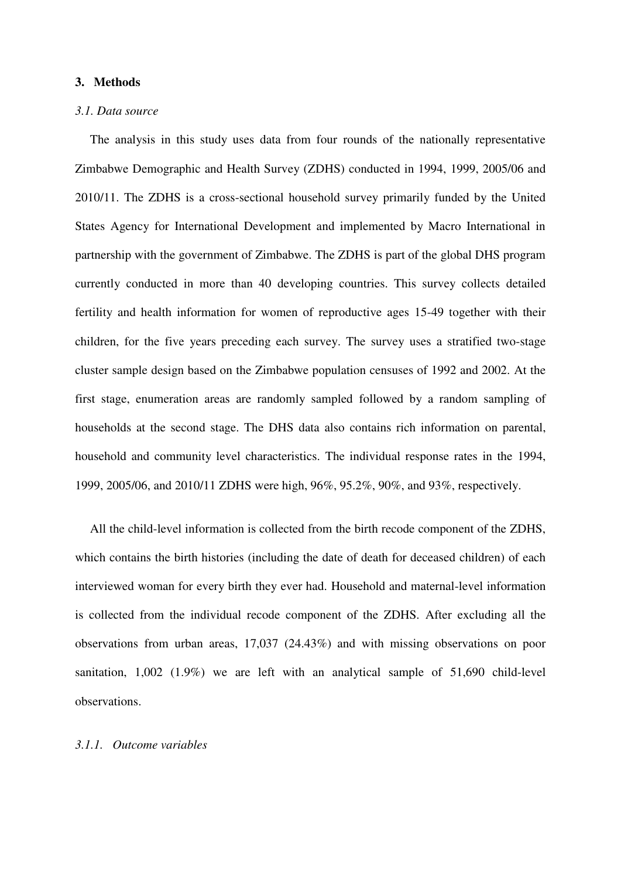## 3. Methods

### *3.1. Data source*

The analysis in this study uses data from four rounds of the nationally representative Zimbabwe Demographic and Health Survey (ZDHS) conducted in 1994, 1999, 2005/06 and 2010/11. The ZDHS is a cross-sectional household survey primarily funded by the United States Agency for International Development and implemented by Macro International in partnership with the government of Zimbabwe. The ZDHS is part of the global DHS program currently conducted in more than 40 developing countries. This survey collects detailed fertility and health information for women of reproductive ages 15-49 together with their children, for the five years preceding each survey. The survey uses a stratified two-stage cluster sample design based on the Zimbabwe population censuses of 1992 and 2002. At the first stage, enumeration areas are randomly sampled followed by a random sampling of households at the second stage. The DHS data also contains rich information on parental, household and community level characteristics. The individual response rates in the 1994, 1999, 2005/06, and 2010/11 ZDHS were high, 96%, 95.2%, 90%, and 93%, respectively.

All the child-level information is collected from the birth recode component of the ZDHS, which contains the birth histories (including the date of death for deceased children) of each interviewed woman for every birth they ever had. Household and maternal-level information is collected from the individual recode component of the ZDHS. After excluding all the observations from urban areas, 17,037 (24.43%) and with missing observations on poor sanitation, 1,002 (1.9%) we are left with an analytical sample of 51,690 child-level observations.

#### *3.1.1. Outcome variables*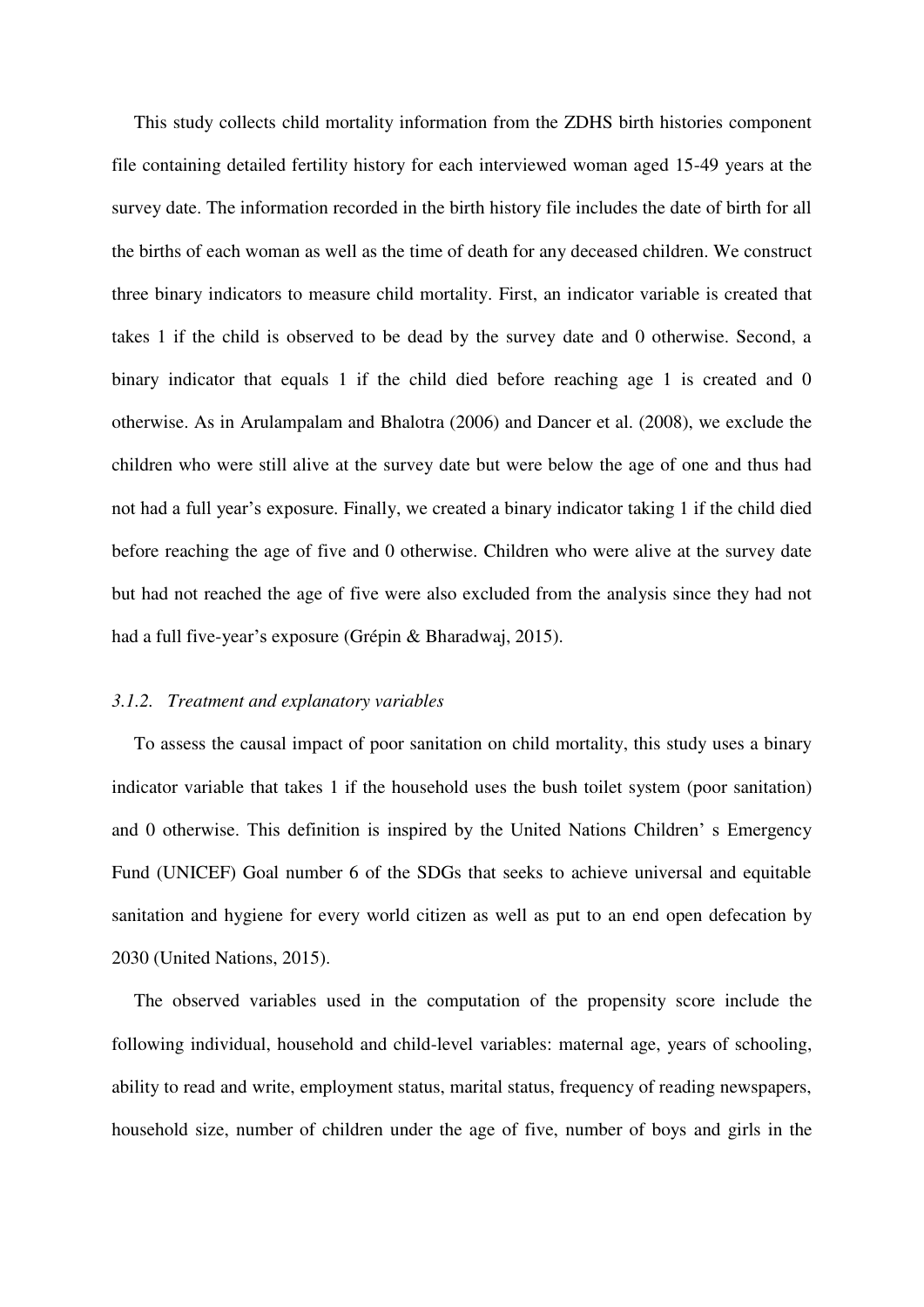This study collects child mortality information from the ZDHS birth histories component file containing detailed fertility history for each interviewed woman aged 15-49 years at the survey date. The information recorded in the birth history file includes the date of birth for all the births of each woman as well as the time of death for any deceased children. We construct three binary indicators to measure child mortality. First, an indicator variable is created that takes 1 if the child is observed to be dead by the survey date and 0 otherwise. Second, a binary indicator that equals 1 if the child died before reaching age 1 is created and 0 otherwise. As in Arulampalam and Bhalotra (2006) and Dancer et al. (2008), we exclude the children who were still alive at the survey date but were below the age of one and thus had not had a full year's exposure. Finally, we created a binary indicator taking 1 if the child died before reaching the age of five and 0 otherwise. Children who were alive at the survey date but had not reached the age of five were also excluded from the analysis since they had not had a full five-year's exposure (Grépin & Bharadwaj, 2015).

### *3.1.2. Treatment and explanatory variables*

To assess the causal impact of poor sanitation on child mortality, this study uses a binary indicator variable that takes 1 if the household uses the bush toilet system (poor sanitation) and 0 otherwise. This definition is inspired by the United Nations Children' s Emergency Fund (UNICEF) Goal number 6 of the SDGs that seeks to achieve universal and equitable sanitation and hygiene for every world citizen as well as put to an end open defecation by 2030 (United Nations, 2015).

The observed variables used in the computation of the propensity score include the following individual, household and child-level variables: maternal age, years of schooling, ability to read and write, employment status, marital status, frequency of reading newspapers, household size, number of children under the age of five, number of boys and girls in the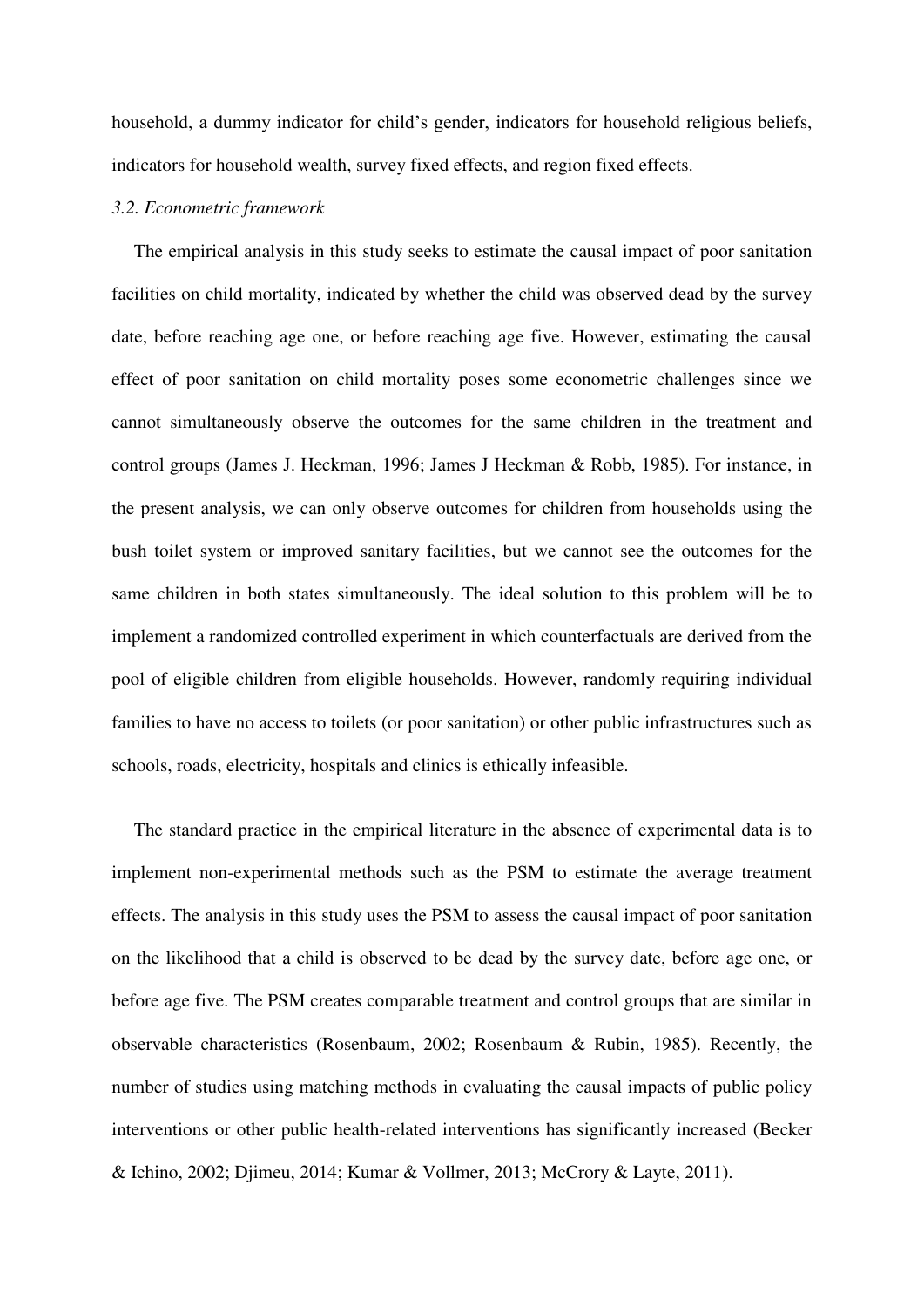household, a dummy indicator for child's gender, indicators for household religious beliefs, indicators for household wealth, survey fixed effects, and region fixed effects.

### *3.2. Econometric framework*

The empirical analysis in this study seeks to estimate the causal impact of poor sanitation facilities on child mortality, indicated by whether the child was observed dead by the survey date, before reaching age one, or before reaching age five. However, estimating the causal effect of poor sanitation on child mortality poses some econometric challenges since we cannot simultaneously observe the outcomes for the same children in the treatment and control groups (James J. Heckman, 1996; James J Heckman & Robb, 1985). For instance, in the present analysis, we can only observe outcomes for children from households using the bush toilet system or improved sanitary facilities, but we cannot see the outcomes for the same children in both states simultaneously. The ideal solution to this problem will be to implement a randomized controlled experiment in which counterfactuals are derived from the pool of eligible children from eligible households. However, randomly requiring individual families to have no access to toilets (or poor sanitation) or other public infrastructures such as schools, roads, electricity, hospitals and clinics is ethically infeasible.

The standard practice in the empirical literature in the absence of experimental data is to implement non-experimental methods such as the PSM to estimate the average treatment effects. The analysis in this study uses the PSM to assess the causal impact of poor sanitation on the likelihood that a child is observed to be dead by the survey date, before age one, or before age five. The PSM creates comparable treatment and control groups that are similar in observable characteristics (Rosenbaum, 2002; Rosenbaum & Rubin, 1985). Recently, the number of studies using matching methods in evaluating the causal impacts of public policy interventions or other public health-related interventions has significantly increased (Becker & Ichino, 2002; Djimeu, 2014; Kumar & Vollmer, 2013; McCrory & Layte, 2011).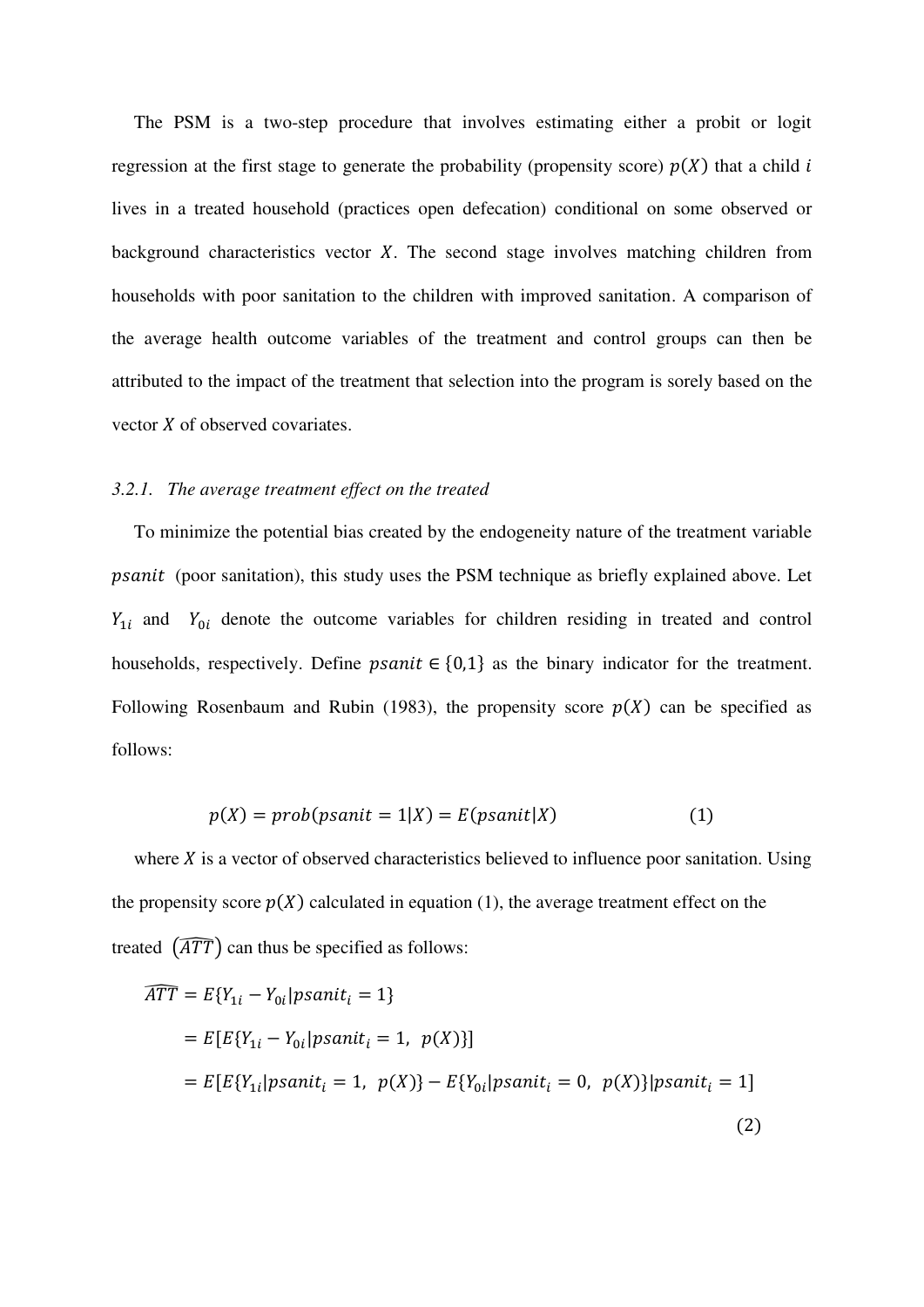The PSM is a two-step procedure that involves estimating either a probit or logit regression at the first stage to generate the probability (propensity score) $p(X)$ that a child $i$ lives in a treated household (practices open defecation) conditional on some observed or background characteristics vector $X$. The second stage involves matching children from households with poor sanitation to the children with improved sanitation. A comparison of the average health outcome variables of the treatment and control groups can then be attributed to the impact of the treatment that selection into the program is sorely based on the vector $X$ of observed covariates.

### *3.2.1. The average treatment effect on the treated*

To minimize the potential bias created by the endogeneity nature of the treatment variable $psanit$ (poor sanitation), this study uses the PSM technique as briefly explained above. Let $Y_{1i}$ and $Y_{0i}$ denote the outcome variables for children residing in treated and control households, respectively. Define $psanit \in \{0,1\}$ as the binary indicator for the treatment. Following Rosenbaum and Rubin (1983), the propensity score $p(X)$ can be specified as follows:

$$p(X) = prob(psanit = 1|X) = E(psanit|X) \qquad (1)$$

where $X$ is a vector of observed characteristics believed to influence poor sanitation. Using the propensity score $p(X)$ calculated in equation (1), the average treatment effect on the treated $(\widehat{ATT})$ can thus be specified as follows:

$$\begin{aligned}
\widehat{ATT} &= E\{Y_{1i} - Y_{0i}|psanit_i = 1\} \\
&= E[E\{Y_{1i} - Y_{0i}|psanit_i = 1,\ p(X)\}] \\
&= E[E\{Y_{1i}|psanit_i = 1,\ p(X)\} - E\{Y_{0i}|psanit_i = 0,\ p(X)\}|psanit_i = 1]
\end{aligned} \qquad (2)$$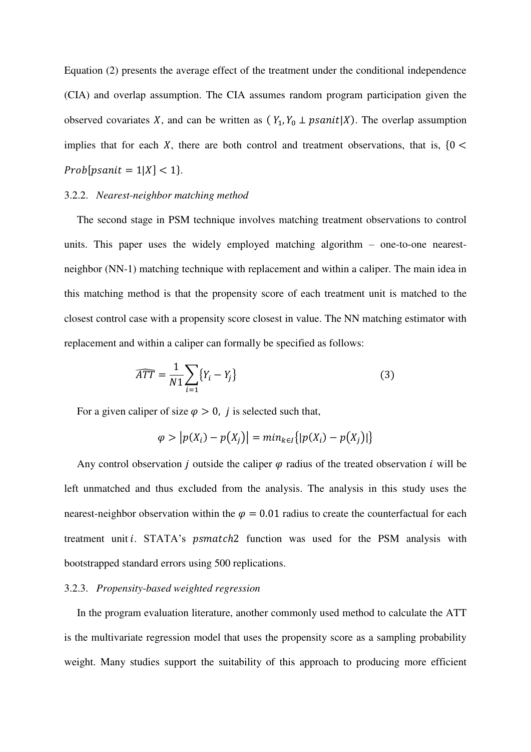Equation (2) presents the average effect of the treatment under the conditional independence (CIA) and overlap assumption. The CIA assumes random program participation given the observed covariates $X$, and can be written as $(Y_1, Y_0 \perp psanit|X)$. The overlap assumption implies that for each $X$, there are both control and treatment observations, that is, $\{0 < Prob[psanit = 1|X] < 1\}$.

### 3.2.2. *Nearest-neighbor matching method*

The second stage in PSM technique involves matching treatment observations to control units. This paper uses the widely employed matching algorithm – one-to-one nearest-neighbor (NN-1) matching technique with replacement and within a caliper. The main idea in this matching method is that the propensity score of each treatment unit is matched to the closest control case with a propensity score closest in value. The NN matching estimator with replacement and within a caliper can formally be specified as follows:

$$\widehat{ATT} = \frac{1}{N1}\sum_{i=1}\{Y_i - Y_j\} \tag{3}$$

For a given caliper of size $\varphi > 0,\ j$ is selected such that,

$$\varphi > |p(X_i) - p(X_j)| = min_{k\in I}\{|p(X_i) - p(X_j)|\}$$

Any control observation $j$ outside the caliper $\varphi$ radius of the treated observation $i$ will be left unmatched and thus excluded from the analysis. The analysis in this study uses the nearest-neighbor observation within the $\varphi = 0.01$ radius to create the counterfactual for each treatment unit $i$. STATA's $psmatch2$ function was used for the PSM analysis with bootstrapped standard errors using 500 replications.

### 3.2.3. *Propensity-based weighted regression*

In the program evaluation literature, another commonly used method to calculate the ATT is the multivariate regression model that uses the propensity score as a sampling probability weight. Many studies support the suitability of this approach to producing more efficient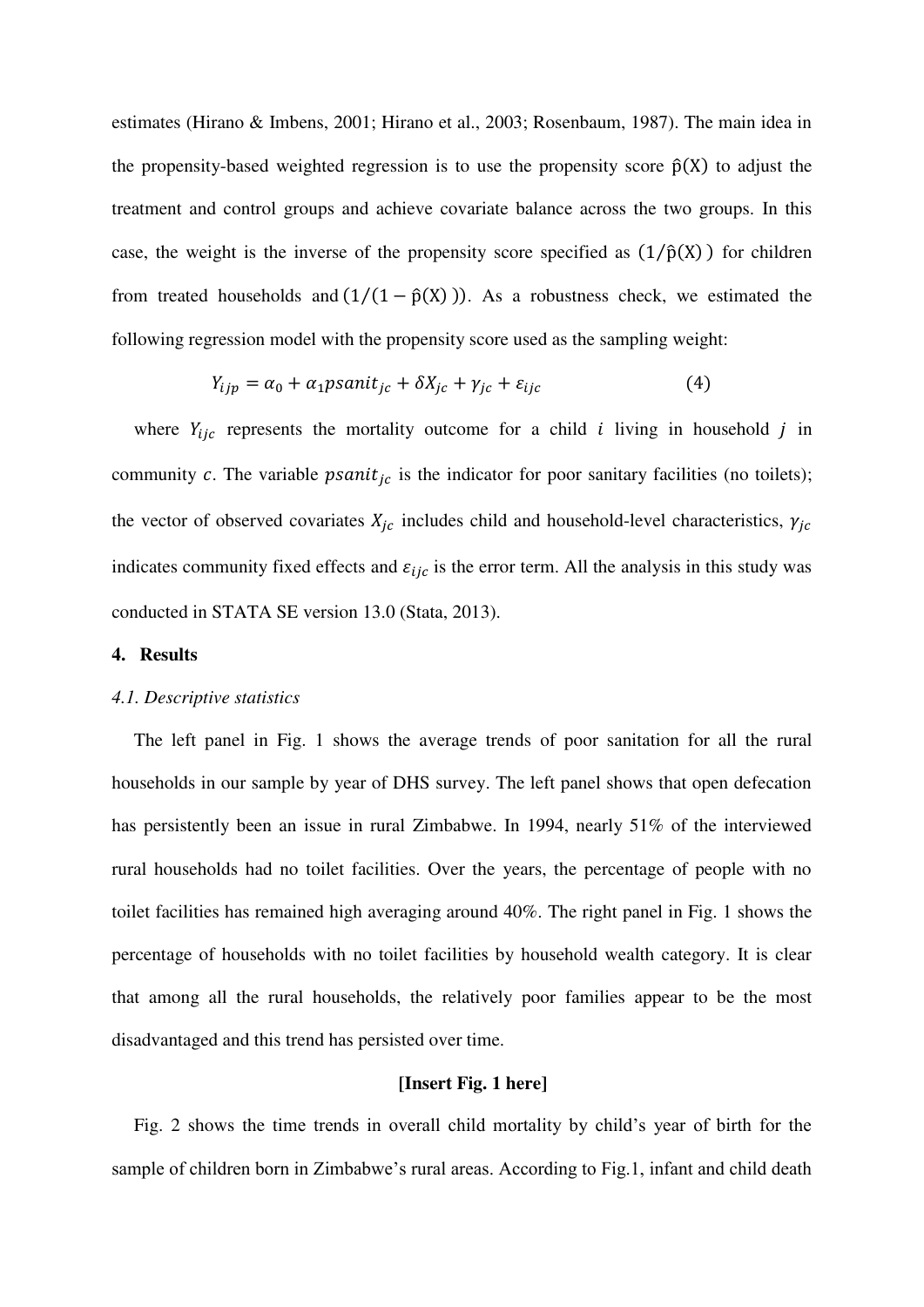estimates (Hirano & Imbens, 2001; Hirano et al., 2003; Rosenbaum, 1987). The main idea in the propensity-based weighted regression is to use the propensity score $\hat{p}(X)$ to adjust the treatment and control groups and achieve covariate balance across the two groups. In this case, the weight is the inverse of the propensity score specified as $(1/\hat{p}(X))$ for children from treated households and $(1/(1-\hat{p}(X)))$. As a robustness check, we estimated the following regression model with the propensity score used as the sampling weight:

$$Y_{ijp} = \alpha_0 + \alpha_1 psanit_{jc} + \delta X_{jc} + \gamma_{jc} + \varepsilon_{ijc} \tag{4}$$

where $Y_{ijc}$ represents the mortality outcome for a child $i$ living in household $j$ in community $c$. The variable $psanit_{jc}$ is the indicator for poor sanitary facilities (no toilets); the vector of observed covariates $X_{jc}$ includes child and household-level characteristics, $\gamma_{jc}$ indicates community fixed effects and $\varepsilon_{ijc}$ is the error term. All the analysis in this study was conducted in STATA SE version 13.0 (Stata, 2013).

## 4. Results

### *4.1. Descriptive statistics*

The left panel in Fig. 1 shows the average trends of poor sanitation for all the rural households in our sample by year of DHS survey. The left panel shows that open defecation has persistently been an issue in rural Zimbabwe. In 1994, nearly 51% of the interviewed rural households had no toilet facilities. Over the years, the percentage of people with no toilet facilities has remained high averaging around 40%. The right panel in Fig. 1 shows the percentage of households with no toilet facilities by household wealth category. It is clear that among all the rural households, the relatively poor families appear to be the most disadvantaged and this trend has persisted over time.

**[Insert Fig. 1 here]**

Fig. 2 shows the time trends in overall child mortality by child's year of birth for the sample of children born in Zimbabwe's rural areas. According to Fig.1, infant and child death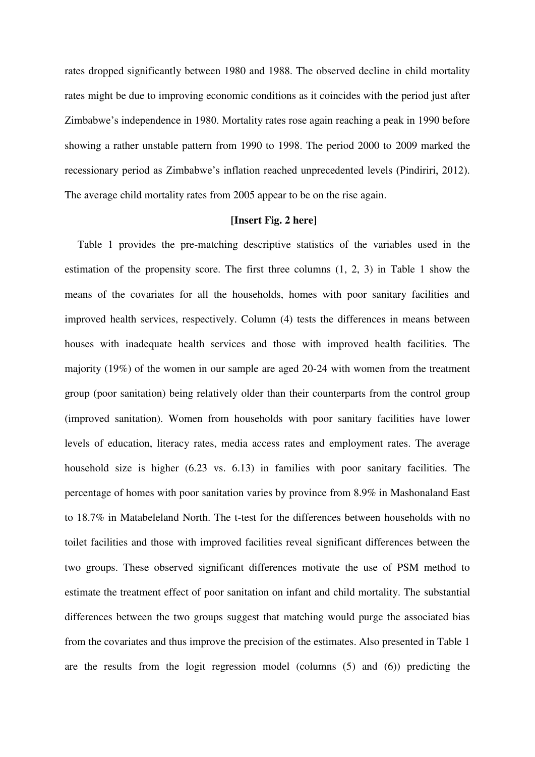rates dropped significantly between 1980 and 1988. The observed decline in child mortality rates might be due to improving economic conditions as it coincides with the period just after Zimbabwe's independence in 1980. Mortality rates rose again reaching a peak in 1990 before showing a rather unstable pattern from 1990 to 1998. The period 2000 to 2009 marked the recessionary period as Zimbabwe's inflation reached unprecedented levels (Pindiriri, 2012). The average child mortality rates from 2005 appear to be on the rise again.

**[Insert Fig. 2 here]**

Table 1 provides the pre-matching descriptive statistics of the variables used in the estimation of the propensity score. The first three columns (1, 2, 3) in Table 1 show the means of the covariates for all the households, homes with poor sanitary facilities and improved health services, respectively. Column (4) tests the differences in means between houses with inadequate health services and those with improved health facilities. The majority (19%) of the women in our sample are aged 20-24 with women from the treatment group (poor sanitation) being relatively older than their counterparts from the control group (improved sanitation). Women from households with poor sanitary facilities have lower levels of education, literacy rates, media access rates and employment rates. The average household size is higher (6.23 vs. 6.13) in families with poor sanitary facilities. The percentage of homes with poor sanitation varies by province from 8.9% in Mashonaland East to 18.7% in Matabeleland North. The t-test for the differences between households with no toilet facilities and those with improved facilities reveal significant differences between the two groups. These observed significant differences motivate the use of PSM method to estimate the treatment effect of poor sanitation on infant and child mortality. The substantial differences between the two groups suggest that matching would purge the associated bias from the covariates and thus improve the precision of the estimates. Also presented in Table 1 are the results from the logit regression model (columns (5) and (6)) predicting the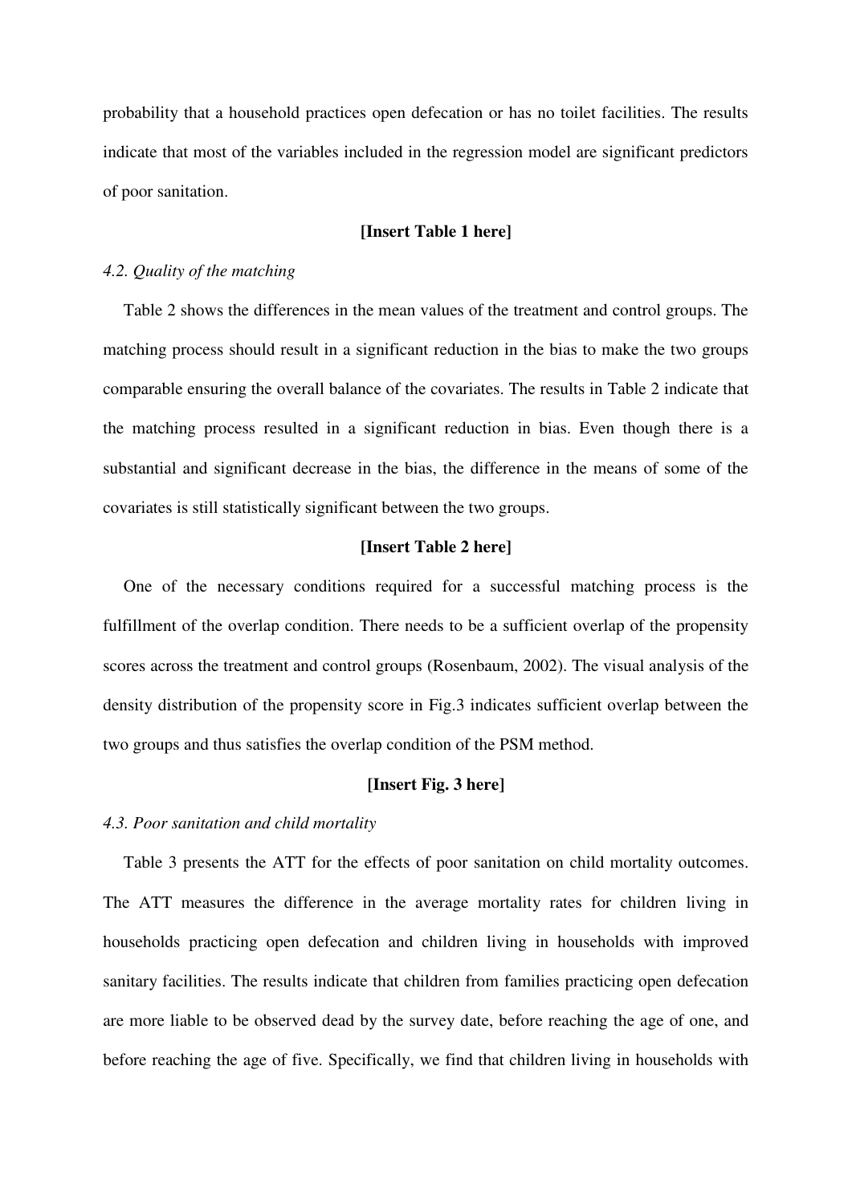probability that a household practices open defecation or has no toilet facilities. The results indicate that most of the variables included in the regression model are significant predictors of poor sanitation.

**[Insert Table 1 here]**

*4.2. Quality of the matching*

Table 2 shows the differences in the mean values of the treatment and control groups. The matching process should result in a significant reduction in the bias to make the two groups comparable ensuring the overall balance of the covariates. The results in Table 2 indicate that the matching process resulted in a significant reduction in bias. Even though there is a substantial and significant decrease in the bias, the difference in the means of some of the covariates is still statistically significant between the two groups.

**[Insert Table 2 here]**

One of the necessary conditions required for a successful matching process is the fulfillment of the overlap condition. There needs to be a sufficient overlap of the propensity scores across the treatment and control groups (Rosenbaum, 2002). The visual analysis of the density distribution of the propensity score in Fig.3 indicates sufficient overlap between the two groups and thus satisfies the overlap condition of the PSM method.

**[Insert Fig. 3 here]**

*4.3. Poor sanitation and child mortality*

Table 3 presents the ATT for the effects of poor sanitation on child mortality outcomes. The ATT measures the difference in the average mortality rates for children living in households practicing open defecation and children living in households with improved sanitary facilities. The results indicate that children from families practicing open defecation are more liable to be observed dead by the survey date, before reaching the age of one, and before reaching the age of five. Specifically, we find that children living in households with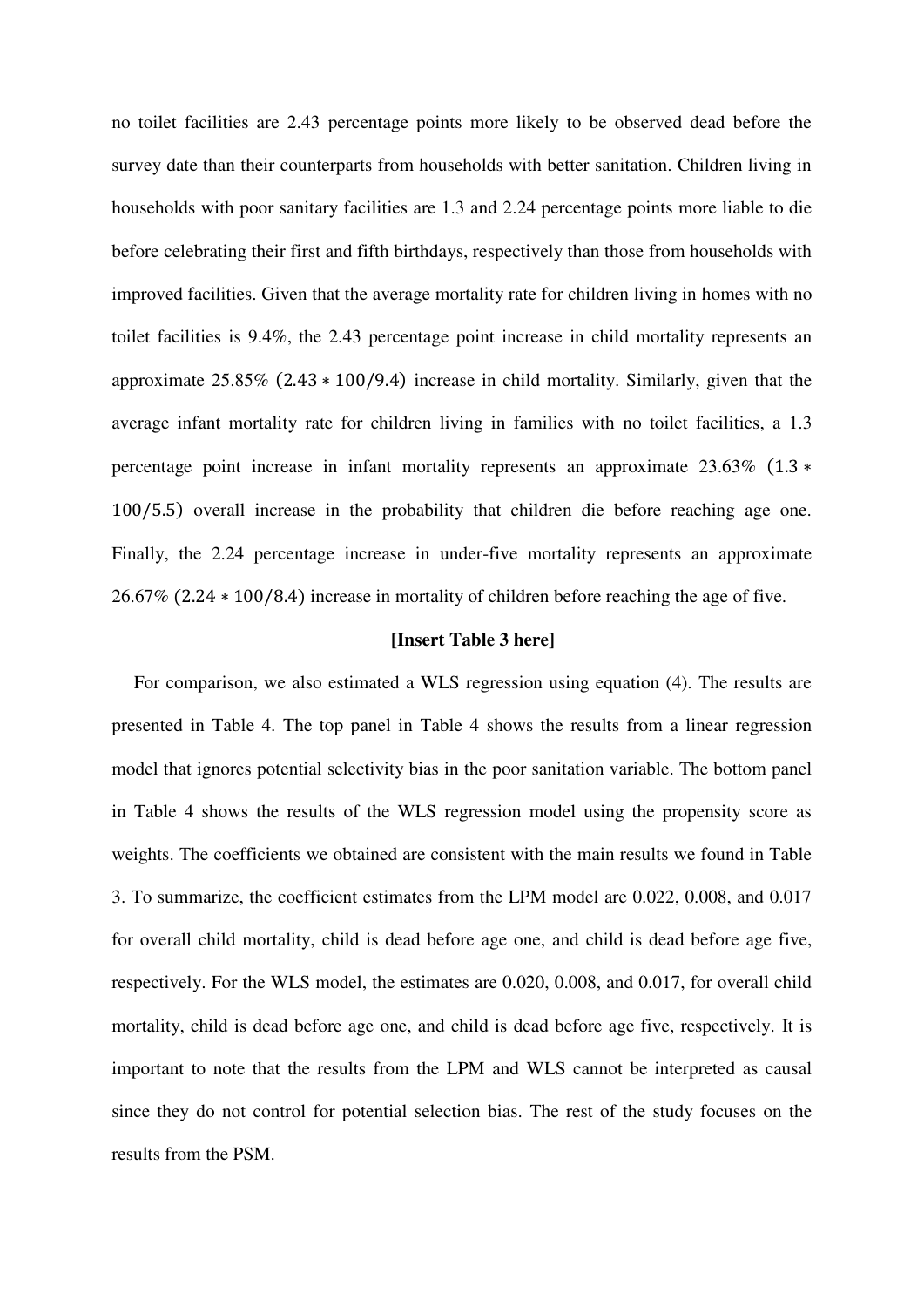no toilet facilities are 2.43 percentage points more likely to be observed dead before the survey date than their counterparts from households with better sanitation. Children living in households with poor sanitary facilities are 1.3 and 2.24 percentage points more liable to die before celebrating their first and fifth birthdays, respectively than those from households with improved facilities. Given that the average mortality rate for children living in homes with no toilet facilities is 9.4%, the 2.43 percentage point increase in child mortality represents an approximate 25.85% $(2.43 * 100/9.4)$ increase in child mortality. Similarly, given that the average infant mortality rate for children living in families with no toilet facilities, a 1.3 percentage point increase in infant mortality represents an approximate 23.63% $(1.3 * 100/5.5)$ overall increase in the probability that children die before reaching age one. Finally, the 2.24 percentage increase in under-five mortality represents an approximate 26.67% $(2.24 * 100/8.4)$ increase in mortality of children before reaching the age of five.

**[Insert Table 3 here]**

For comparison, we also estimated a WLS regression using equation (4). The results are presented in Table 4. The top panel in Table 4 shows the results from a linear regression model that ignores potential selectivity bias in the poor sanitation variable. The bottom panel in Table 4 shows the results of the WLS regression model using the propensity score as weights. The coefficients we obtained are consistent with the main results we found in Table 3. To summarize, the coefficient estimates from the LPM model are 0.022, 0.008, and 0.017 for overall child mortality, child is dead before age one, and child is dead before age five, respectively. For the WLS model, the estimates are 0.020, 0.008, and 0.017, for overall child mortality, child is dead before age one, and child is dead before age five, respectively. It is important to note that the results from the LPM and WLS cannot be interpreted as causal since they do not control for potential selection bias. The rest of the study focuses on the results from the PSM.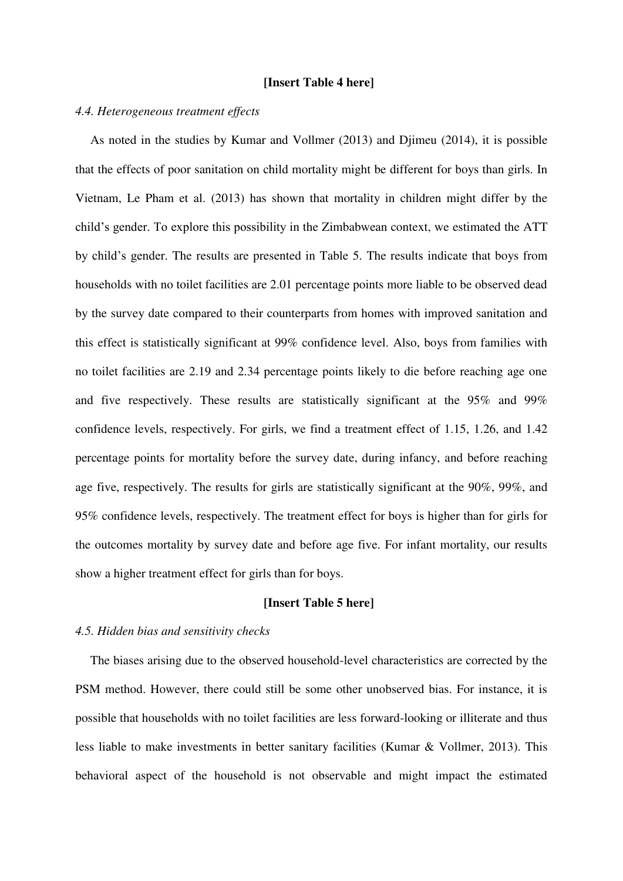**[Insert Table 4 here]**

### *4.4. Heterogeneous treatment effects*

As noted in the studies by Kumar and Vollmer (2013) and Djimeu (2014), it is possible that the effects of poor sanitation on child mortality might be different for boys than girls. In Vietnam, Le Pham et al. (2013) has shown that mortality in children might differ by the child's gender. To explore this possibility in the Zimbabwean context, we estimated the ATT by child's gender. The results are presented in Table 5. The results indicate that boys from households with no toilet facilities are 2.01 percentage points more liable to be observed dead by the survey date compared to their counterparts from homes with improved sanitation and this effect is statistically significant at 99% confidence level. Also, boys from families with no toilet facilities are 2.19 and 2.34 percentage points likely to die before reaching age one and five respectively. These results are statistically significant at the 95% and 99% confidence levels, respectively. For girls, we find a treatment effect of 1.15, 1.26, and 1.42 percentage points for mortality before the survey date, during infancy, and before reaching age five, respectively. The results for girls are statistically significant at the 90%, 99%, and 95% confidence levels, respectively. The treatment effect for boys is higher than for girls for the outcomes mortality by survey date and before age five. For infant mortality, our results show a higher treatment effect for girls than for boys.

**[Insert Table 5 here]**

### *4.5. Hidden bias and sensitivity checks*

The biases arising due to the observed household-level characteristics are corrected by the PSM method. However, there could still be some other unobserved bias. For instance, it is possible that households with no toilet facilities are less forward-looking or illiterate and thus less liable to make investments in better sanitary facilities (Kumar & Vollmer, 2013). This behavioral aspect of the household is not observable and might impact the estimated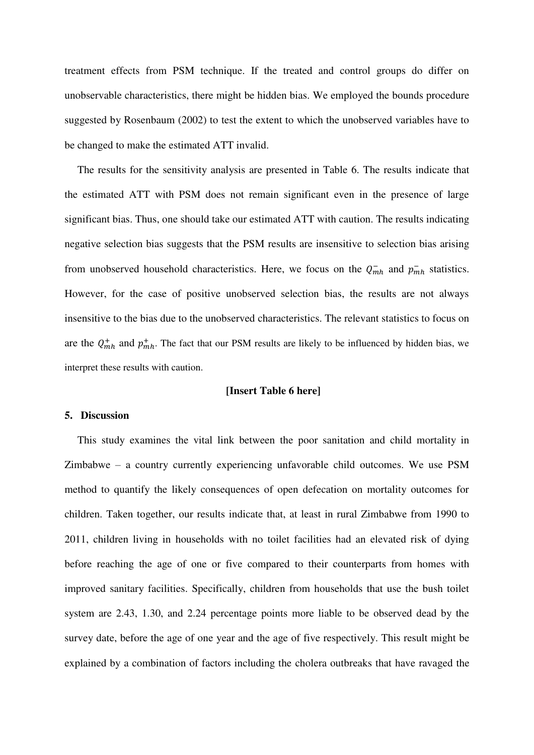treatment effects from PSM technique. If the treated and control groups do differ on unobservable characteristics, there might be hidden bias. We employed the bounds procedure suggested by Rosenbaum (2002) to test the extent to which the unobserved variables have to be changed to make the estimated ATT invalid.

The results for the sensitivity analysis are presented in Table 6. The results indicate that the estimated ATT with PSM does not remain significant even in the presence of large significant bias. Thus, one should take our estimated ATT with caution. The results indicating negative selection bias suggests that the PSM results are insensitive to selection bias arising from unobserved household characteristics. Here, we focus on the $Q_{mh}^{-}$ and $p_{mh}^{-}$ statistics. However, for the case of positive unobserved selection bias, the results are not always insensitive to the bias due to the unobserved characteristics. The relevant statistics to focus on are the $Q_{mh}^{+}$ and $p_{mh}^{+}$. The fact that our PSM results are likely to be influenced by hidden bias, we interpret these results with caution.

**[Insert Table 6 here]**

## 5. Discussion

This study examines the vital link between the poor sanitation and child mortality in Zimbabwe – a country currently experiencing unfavorable child outcomes. We use PSM method to quantify the likely consequences of open defecation on mortality outcomes for children. Taken together, our results indicate that, at least in rural Zimbabwe from 1990 to 2011, children living in households with no toilet facilities had an elevated risk of dying before reaching the age of one or five compared to their counterparts from homes with improved sanitary facilities. Specifically, children from households that use the bush toilet system are 2.43, 1.30, and 2.24 percentage points more liable to be observed dead by the survey date, before the age of one year and the age of five respectively. This result might be explained by a combination of factors including the cholera outbreaks that have ravaged the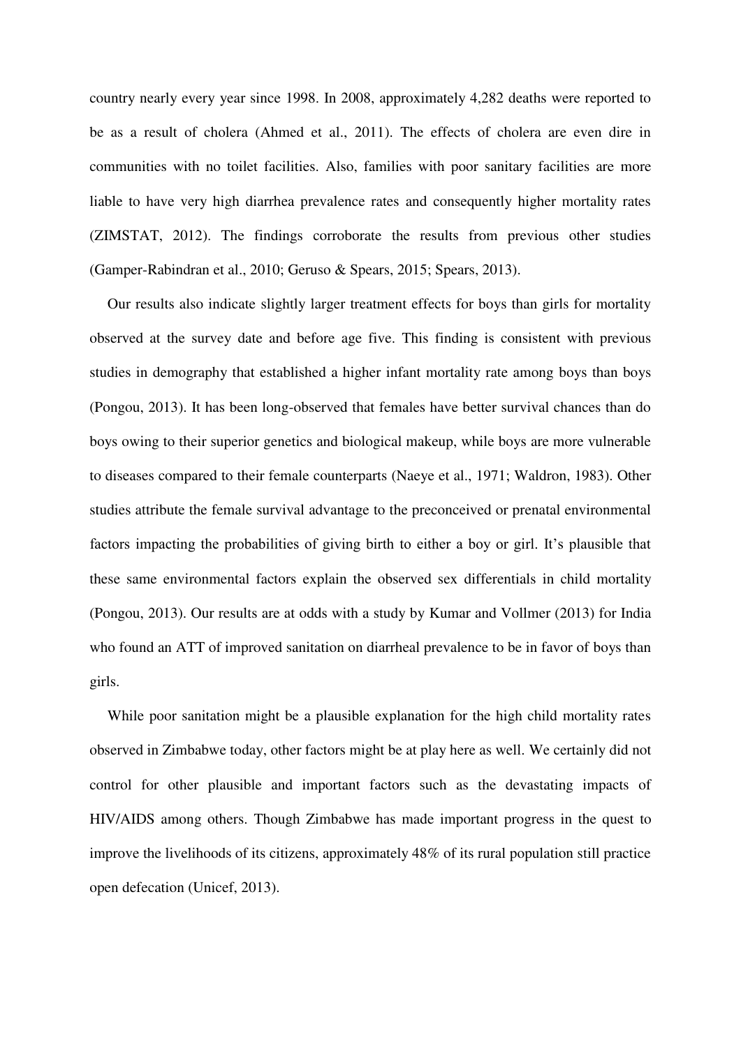country nearly every year since 1998. In 2008, approximately 4,282 deaths were reported to be as a result of cholera (Ahmed et al., 2011). The effects of cholera are even dire in communities with no toilet facilities. Also, families with poor sanitary facilities are more liable to have very high diarrhea prevalence rates and consequently higher mortality rates (ZIMSTAT, 2012). The findings corroborate the results from previous other studies (Gamper-Rabindran et al., 2010; Geruso & Spears, 2015; Spears, 2013).

Our results also indicate slightly larger treatment effects for boys than girls for mortality observed at the survey date and before age five. This finding is consistent with previous studies in demography that established a higher infant mortality rate among boys than boys (Pongou, 2013). It has been long-observed that females have better survival chances than do boys owing to their superior genetics and biological makeup, while boys are more vulnerable to diseases compared to their female counterparts (Naeye et al., 1971; Waldron, 1983). Other studies attribute the female survival advantage to the preconceived or prenatal environmental factors impacting the probabilities of giving birth to either a boy or girl. It's plausible that these same environmental factors explain the observed sex differentials in child mortality (Pongou, 2013). Our results are at odds with a study by Kumar and Vollmer (2013) for India who found an ATT of improved sanitation on diarrheal prevalence to be in favor of boys than girls.

While poor sanitation might be a plausible explanation for the high child mortality rates observed in Zimbabwe today, other factors might be at play here as well. We certainly did not control for other plausible and important factors such as the devastating impacts of HIV/AIDS among others. Though Zimbabwe has made important progress in the quest to improve the livelihoods of its citizens, approximately 48% of its rural population still practice open defecation (Unicef, 2013).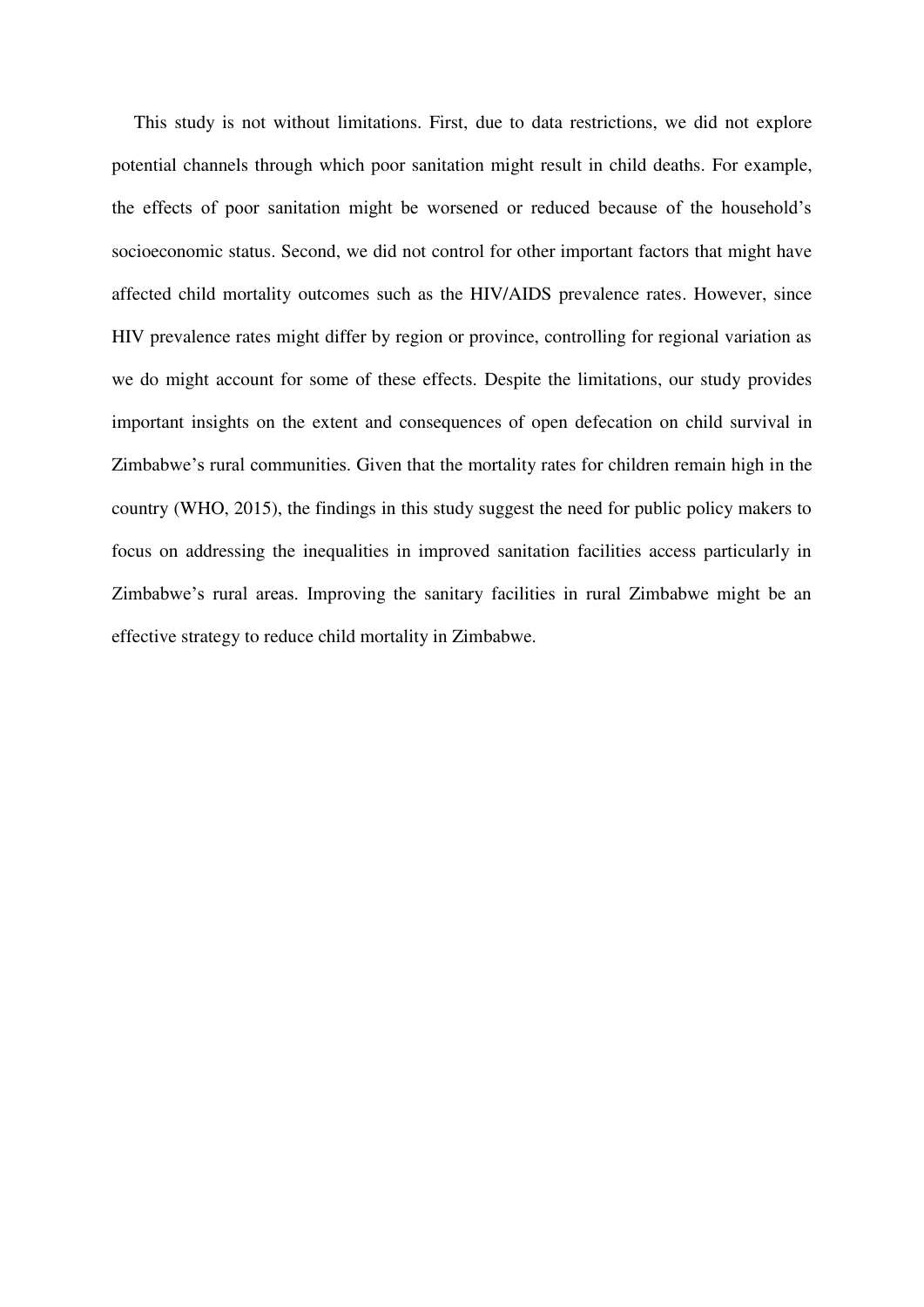This study is not without limitations. First, due to data restrictions, we did not explore potential channels through which poor sanitation might result in child deaths. For example, the effects of poor sanitation might be worsened or reduced because of the household's socioeconomic status. Second, we did not control for other important factors that might have affected child mortality outcomes such as the HIV/AIDS prevalence rates. However, since HIV prevalence rates might differ by region or province, controlling for regional variation as we do might account for some of these effects. Despite the limitations, our study provides important insights on the extent and consequences of open defecation on child survival in Zimbabwe's rural communities. Given that the mortality rates for children remain high in the country (WHO, 2015), the findings in this study suggest the need for public policy makers to focus on addressing the inequalities in improved sanitation facilities access particularly in Zimbabwe's rural areas. Improving the sanitary facilities in rural Zimbabwe might be an effective strategy to reduce child mortality in Zimbabwe.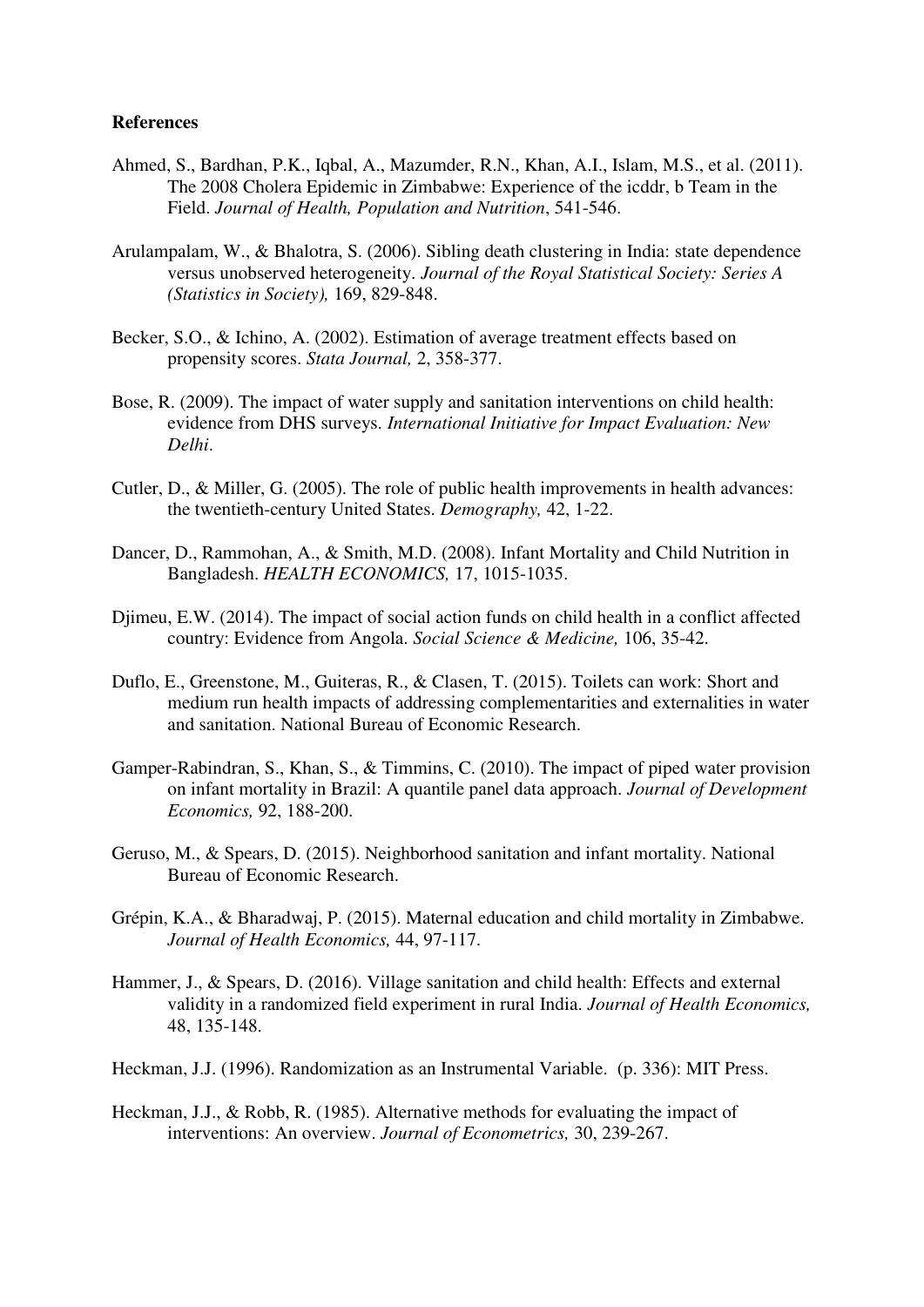## References

Ahmed, S., Bardhan, P.K., Iqbal, A., Mazumder, R.N., Khan, A.I., Islam, M.S., et al. (2011). The 2008 Cholera Epidemic in Zimbabwe: Experience of the icddr, b Team in the Field. *Journal of Health, Population and Nutrition*, 541-546.

Arulampalam, W., & Bhalotra, S. (2006). Sibling death clustering in India: state dependence versus unobserved heterogeneity. *Journal of the Royal Statistical Society: Series A (Statistics in Society),* 169, 829-848.

Becker, S.O., & Ichino, A. (2002). Estimation of average treatment effects based on propensity scores. *Stata Journal,* 2, 358-377.

Bose, R. (2009). The impact of water supply and sanitation interventions on child health: evidence from DHS surveys. *International Initiative for Impact Evaluation: New Delhi*.

Cutler, D., & Miller, G. (2005). The role of public health improvements in health advances: the twentieth-century United States. *Demography,* 42, 1-22.

Dancer, D., Rammohan, A., & Smith, M.D. (2008). Infant Mortality and Child Nutrition in Bangladesh. *HEALTH ECONOMICS,* 17, 1015-1035.

Djimeu, E.W. (2014). The impact of social action funds on child health in a conflict affected country: Evidence from Angola. *Social Science & Medicine,* 106, 35-42.

Duflo, E., Greenstone, M., Guiteras, R., & Clasen, T. (2015). Toilets can work: Short and medium run health impacts of addressing complementarities and externalities in water and sanitation. National Bureau of Economic Research.

Gamper-Rabindran, S., Khan, S., & Timmins, C. (2010). The impact of piped water provision on infant mortality in Brazil: A quantile panel data approach. *Journal of Development Economics,* 92, 188-200.

Geruso, M., & Spears, D. (2015). Neighborhood sanitation and infant mortality. National Bureau of Economic Research.

Grépin, K.A., & Bharadwaj, P. (2015). Maternal education and child mortality in Zimbabwe. *Journal of Health Economics,* 44, 97-117.

Hammer, J., & Spears, D. (2016). Village sanitation and child health: Effects and external validity in a randomized field experiment in rural India. *Journal of Health Economics,* 48, 135-148.

Heckman, J.J. (1996). Randomization as an Instrumental Variable. (p. 336): MIT Press.

Heckman, J.J., & Robb, R. (1985). Alternative methods for evaluating the impact of interventions: An overview. *Journal of Econometrics,* 30, 239-267.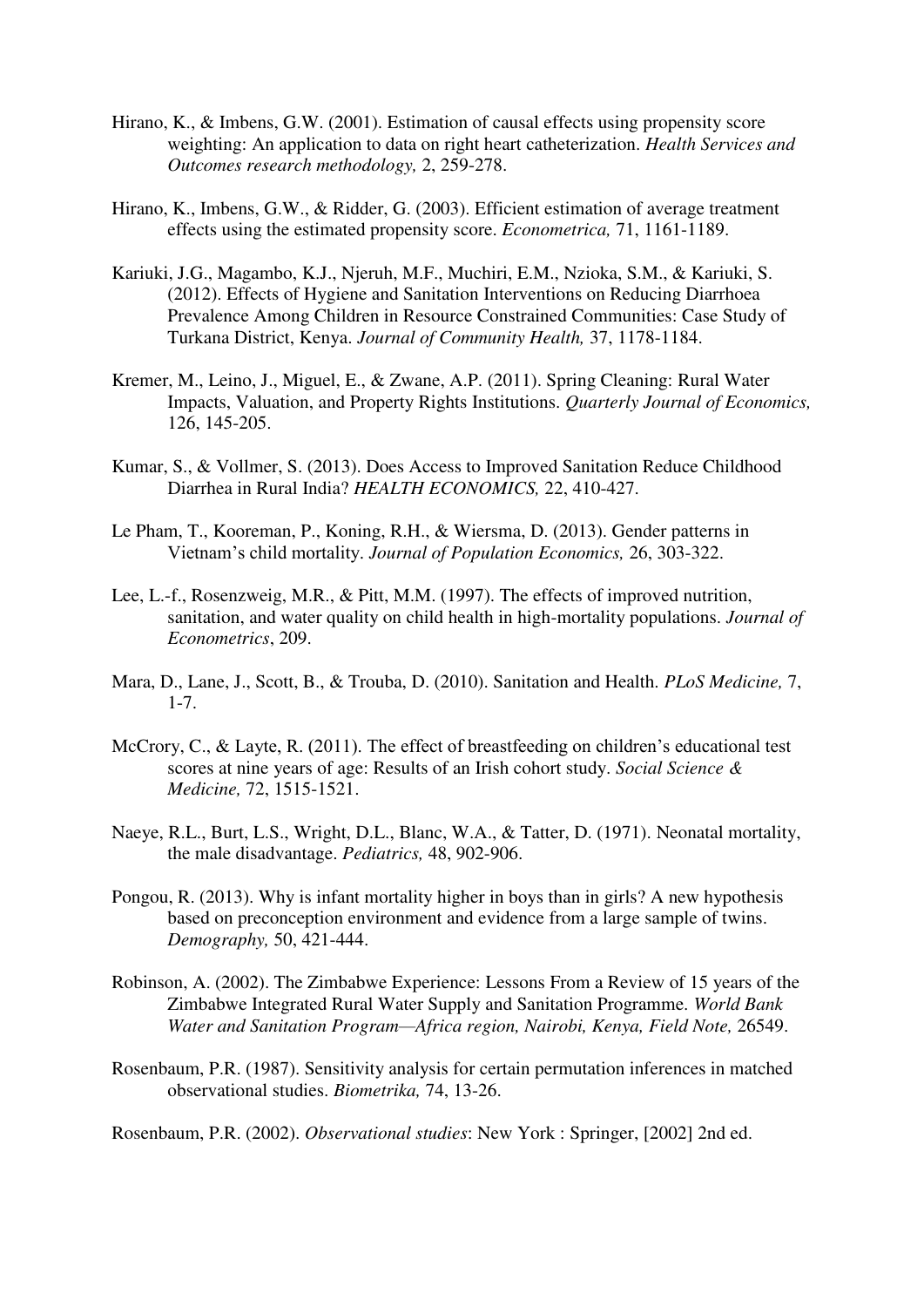Hirano, K., & Imbens, G.W. (2001). Estimation of causal effects using propensity score weighting: An application to data on right heart catheterization. *Health Services and Outcomes research methodology,* 2, 259-278.

Hirano, K., Imbens, G.W., & Ridder, G. (2003). Efficient estimation of average treatment effects using the estimated propensity score. *Econometrica,* 71, 1161-1189.

Kariuki, J.G., Magambo, K.J., Njeruh, M.F., Muchiri, E.M., Nzioka, S.M., & Kariuki, S. (2012). Effects of Hygiene and Sanitation Interventions on Reducing Diarrhoea Prevalence Among Children in Resource Constrained Communities: Case Study of Turkana District, Kenya. *Journal of Community Health,* 37, 1178-1184.

Kremer, M., Leino, J., Miguel, E., & Zwane, A.P. (2011). Spring Cleaning: Rural Water Impacts, Valuation, and Property Rights Institutions. *Quarterly Journal of Economics,* 126, 145-205.

Kumar, S., & Vollmer, S. (2013). Does Access to Improved Sanitation Reduce Childhood Diarrhea in Rural India? *HEALTH ECONOMICS,* 22, 410-427.

Le Pham, T., Kooreman, P., Koning, R.H., & Wiersma, D. (2013). Gender patterns in Vietnam's child mortality. *Journal of Population Economics,* 26, 303-322.

Lee, L.-f., Rosenzweig, M.R., & Pitt, M.M. (1997). The effects of improved nutrition, sanitation, and water quality on child health in high-mortality populations. *Journal of Econometrics*, 209.

Mara, D., Lane, J., Scott, B., & Trouba, D. (2010). Sanitation and Health. *PLoS Medicine,* 7, 1-7.

McCrory, C., & Layte, R. (2011). The effect of breastfeeding on children's educational test scores at nine years of age: Results of an Irish cohort study. *Social Science & Medicine,* 72, 1515-1521.

Naeye, R.L., Burt, L.S., Wright, D.L., Blanc, W.A., & Tatter, D. (1971). Neonatal mortality, the male disadvantage. *Pediatrics,* 48, 902-906.

Pongou, R. (2013). Why is infant mortality higher in boys than in girls? A new hypothesis based on preconception environment and evidence from a large sample of twins. *Demography,* 50, 421-444.

Robinson, A. (2002). The Zimbabwe Experience: Lessons From a Review of 15 years of the Zimbabwe Integrated Rural Water Supply and Sanitation Programme. *World Bank Water and Sanitation Program—Africa region, Nairobi, Kenya, Field Note,* 26549.

Rosenbaum, P.R. (1987). Sensitivity analysis for certain permutation inferences in matched observational studies. *Biometrika,* 74, 13-26.

Rosenbaum, P.R. (2002). *Observational studies*: New York : Springer, [2002] 2nd ed.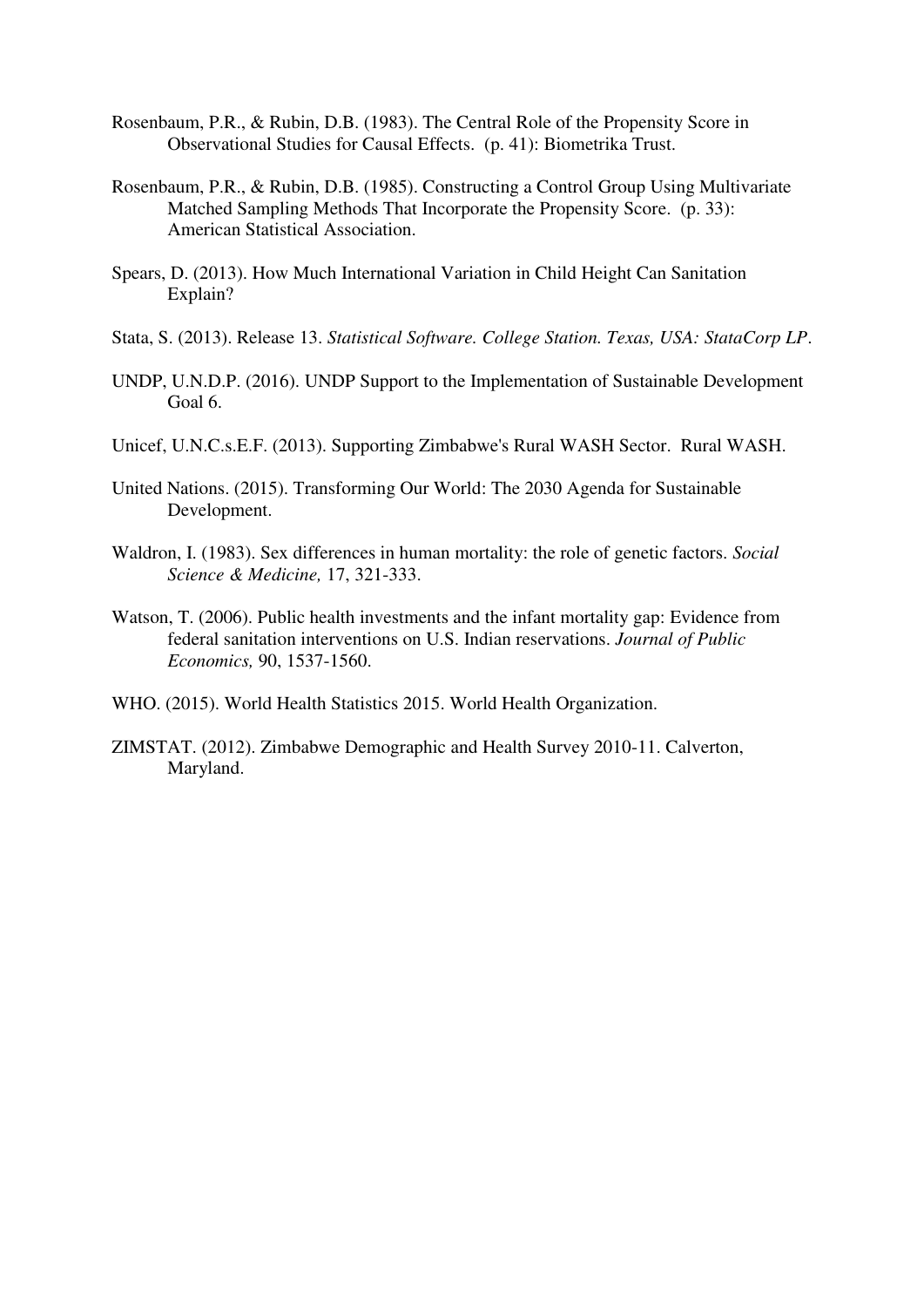Rosenbaum, P.R., & Rubin, D.B. (1983). The Central Role of the Propensity Score in Observational Studies for Causal Effects. (p. 41): Biometrika Trust.

Rosenbaum, P.R., & Rubin, D.B. (1985). Constructing a Control Group Using Multivariate Matched Sampling Methods That Incorporate the Propensity Score. (p. 33): American Statistical Association.

Spears, D. (2013). How Much International Variation in Child Height Can Sanitation Explain?

Stata, S. (2013). Release 13. *Statistical Software. College Station. Texas, USA: StataCorp LP*.

UNDP, U.N.D.P. (2016). UNDP Support to the Implementation of Sustainable Development Goal 6.

Unicef, U.N.C.s.E.F. (2013). Supporting Zimbabwe's Rural WASH Sector. Rural WASH.

United Nations. (2015). Transforming Our World: The 2030 Agenda for Sustainable Development.

Waldron, I. (1983). Sex differences in human mortality: the role of genetic factors. *Social Science & Medicine,* 17, 321-333.

Watson, T. (2006). Public health investments and the infant mortality gap: Evidence from federal sanitation interventions on U.S. Indian reservations. *Journal of Public Economics,* 90, 1537-1560.

WHO. (2015). World Health Statistics 2015. World Health Organization.

ZIMSTAT. (2012). Zimbabwe Demographic and Health Survey 2010-11. Calverton, Maryland.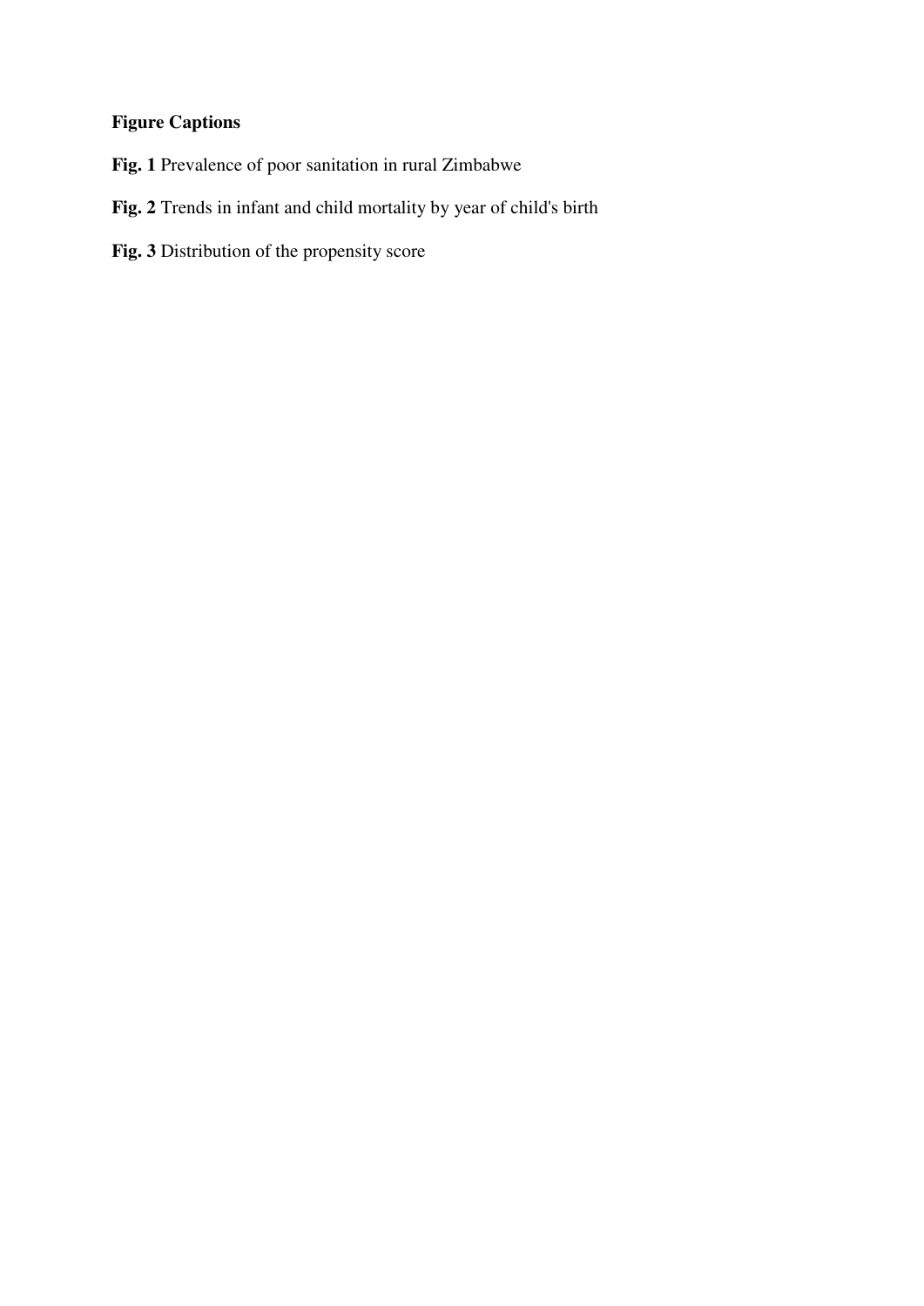**Figure Captions**

**Fig. 1** Prevalence of poor sanitation in rural Zimbabwe

**Fig. 2** Trends in infant and child mortality by year of child's birth

**Fig. 3** Distribution of the propensity score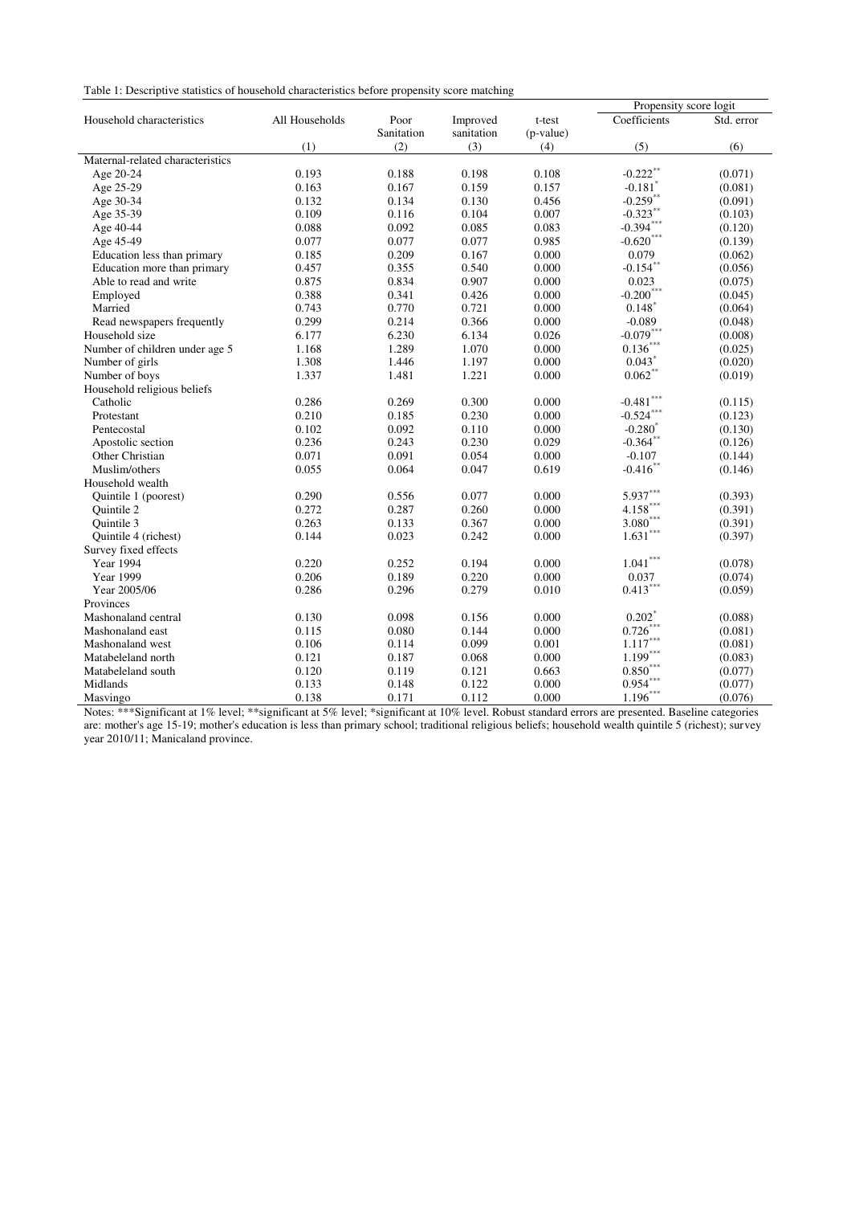Table 1: Descriptive statistics of household characteristics before propensity score matching

| Household characteristics | All Households | Poor Sanitation | Improved sanitation | t-test (p-value) | Propensity score logit | |
|---|---|---|---|---|---|---|
| | | | | | Coefficients | Std. error |
| | (1) | (2) | (3) | (4) | (5) | (6) |
| Maternal-related characteristics | | | | | | |
| Age 20-24 | 0.193 | 0.188 | 0.198 | 0.108 | -0.222** | (0.071) |
| Age 25-29 | 0.163 | 0.167 | 0.159 | 0.157 | -0.181* | (0.081) |
| Age 30-34 | 0.132 | 0.134 | 0.130 | 0.456 | -0.259** | (0.091) |
| Age 35-39 | 0.109 | 0.116 | 0.104 | 0.007 | -0.323** | (0.103) |
| Age 40-44 | 0.088 | 0.092 | 0.085 | 0.083 | -0.394*** | (0.120) |
| Age 45-49 | 0.077 | 0.077 | 0.077 | 0.985 | -0.620*** | (0.139) |
| Education less than primary | 0.185 | 0.209 | 0.167 | 0.000 | 0.079 | (0.062) |
| Education more than primary | 0.457 | 0.355 | 0.540 | 0.000 | -0.154** | (0.056) |
| Able to read and write | 0.875 | 0.834 | 0.907 | 0.000 | 0.023 | (0.075) |
| Employed | 0.388 | 0.341 | 0.426 | 0.000 | -0.200*** | (0.045) |
| Married | 0.743 | 0.770 | 0.721 | 0.000 | 0.148* | (0.064) |
| Read newspapers frequently | 0.299 | 0.214 | 0.366 | 0.000 | -0.089 | (0.048) |
| Household size | 6.177 | 6.230 | 6.134 | 0.026 | -0.079*** | (0.008) |
| Number of children under age 5 | 1.168 | 1.289 | 1.070 | 0.000 | 0.136*** | (0.025) |
| Number of girls | 1.308 | 1.446 | 1.197 | 0.000 | 0.043* | (0.020) |
| Number of boys | 1.337 | 1.481 | 1.221 | 0.000 | 0.062** | (0.019) |
| Household religious beliefs | | | | | | |
| Catholic | 0.286 | 0.269 | 0.300 | 0.000 | -0.481*** | (0.115) |
| Protestant | 0.210 | 0.185 | 0.230 | 0.000 | -0.524*** | (0.123) |
| Pentecostal | 0.102 | 0.092 | 0.110 | 0.000 | -0.280* | (0.130) |
| Apostolic section | 0.236 | 0.243 | 0.230 | 0.029 | -0.364** | (0.126) |
| Other Christian | 0.071 | 0.091 | 0.054 | 0.000 | -0.107 | (0.144) |
| Muslim/others | 0.055 | 0.064 | 0.047 | 0.619 | -0.416** | (0.146) |
| Household wealth | | | | | | |
| Quintile 1 (poorest) | 0.290 | 0.556 | 0.077 | 0.000 | 5.937*** | (0.393) |
| Quintile 2 | 0.272 | 0.287 | 0.260 | 0.000 | 4.158*** | (0.391) |
| Quintile 3 | 0.263 | 0.133 | 0.367 | 0.000 | 3.080*** | (0.391) |
| Quintile 4 (richest) | 0.144 | 0.023 | 0.242 | 0.000 | 1.631*** | (0.397) |
| Survey fixed effects | | | | | | |
| Year 1994 | 0.220 | 0.252 | 0.194 | 0.000 | 1.041*** | (0.078) |
| Year 1999 | 0.206 | 0.189 | 0.220 | 0.000 | 0.037 | (0.074) |
| Year 2005/06 | 0.286 | 0.296 | 0.279 | 0.010 | 0.413*** | (0.059) |
| Provinces | | | | | | |
| Mashonaland central | 0.130 | 0.098 | 0.156 | 0.000 | 0.202* | (0.088) |
| Mashonaland east | 0.115 | 0.080 | 0.144 | 0.000 | 0.726*** | (0.081) |
| Mashonaland west | 0.106 | 0.114 | 0.099 | 0.001 | 1.117*** | (0.081) |
| Matabeleland north | 0.121 | 0.187 | 0.068 | 0.000 | 1.199*** | (0.083) |
| Matabeleland south | 0.120 | 0.119 | 0.121 | 0.663 | 0.850*** | (0.077) |
| Midlands | 0.133 | 0.148 | 0.122 | 0.000 | 0.954*** | (0.077) |
| Masvingo | 0.138 | 0.171 | 0.112 | 0.000 | 1.196*** | (0.076) |

Notes: ***Significant at 1% level; **significant at 5% level; *significant at 10% level. Robust standard errors are presented. Baseline categories are: mother's age 15-19; mother's education is less than primary school; traditional religious beliefs; household wealth quintile 5 (richest); survey year 2010/11; Manicaland province.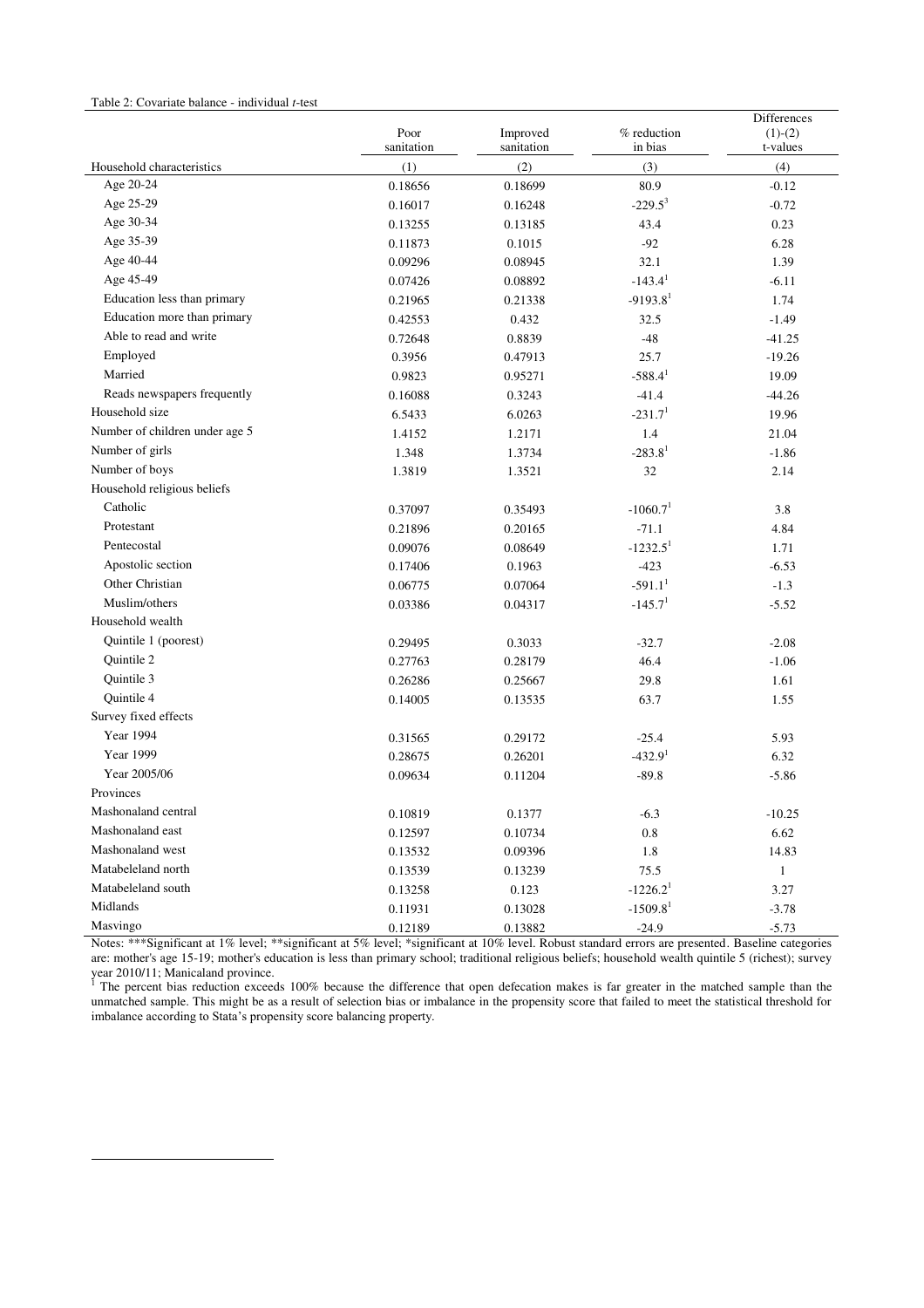Table 2: Covariate balance - individual *t*-test

| | Poor sanitation | Improved sanitation | % reduction in bias | Differences (1)-(2) t-values |
|---|---|---|---|---|
| Household characteristics | (1) | (2) | (3) | (4) |
| Age 20-24 | 0.18656 | 0.18699 | 80.9 | -0.12 |
| Age 25-29 | 0.16017 | 0.16248 | -229.5[3] | -0.72 |
| Age 30-34 | 0.13255 | 0.13185 | 43.4 | 0.23 |
| Age 35-39 | 0.11873 | 0.1015 | -92 | 6.28 |
| Age 40-44 | 0.09296 | 0.08945 | 32.1 | 1.39 |
| Age 45-49 | 0.07426 | 0.08892 | -143.4[1] | -6.11 |
| Education less than primary | 0.21965 | 0.21338 | -9193.8[1] | 1.74 |
| Education more than primary | 0.42553 | 0.432 | 32.5 | -1.49 |
| Able to read and write | 0.72648 | 0.8839 | -48 | -41.25 |
| Employed | 0.3956 | 0.47913 | 25.7 | -19.26 |
| Married | 0.9823 | 0.95271 | -588.4[1] | 19.09 |
| Reads newspapers frequently | 0.16088 | 0.3243 | -41.4 | -44.26 |
| Household size | 6.5433 | 6.0263 | -231.7[1] | 19.96 |
| Number of children under age 5 | 1.4152 | 1.2171 | 1.4 | 21.04 |
| Number of girls | 1.348 | 1.3734 | -283.8[1] | -1.86 |
| Number of boys | 1.3819 | 1.3521 | 32 | 2.14 |
| Household religious beliefs | | | | |
| Catholic | 0.37097 | 0.35493 | -1060.7[1] | 3.8 |
| Protestant | 0.21896 | 0.20165 | -71.1 | 4.84 |
| Pentecostal | 0.09076 | 0.08649 | -1232.5[1] | 1.71 |
| Apostolic section | 0.17406 | 0.1963 | -423 | -6.53 |
| Other Christian | 0.06775 | 0.07064 | -591.1[1] | -1.3 |
| Muslim/others | 0.03386 | 0.04317 | -145.7[1] | -5.52 |
| Household wealth | | | | |
| Quintile 1 (poorest) | 0.29495 | 0.3033 | -32.7 | -2.08 |
| Quintile 2 | 0.27763 | 0.28179 | 46.4 | -1.06 |
| Quintile 3 | 0.26286 | 0.25667 | 29.8 | 1.61 |
| Quintile 4 | 0.14005 | 0.13535 | 63.7 | 1.55 |
| Survey fixed effects | | | | |
| Year 1994 | 0.31565 | 0.29172 | -25.4 | 5.93 |
| Year 1999 | 0.28675 | 0.26201 | -432.9[1] | 6.32 |
| Year 2005/06 | 0.09634 | 0.11204 | -89.8 | -5.86 |
| Provinces | | | | |
| Mashonaland central | 0.10819 | 0.1377 | -6.3 | -10.25 |
| Mashonaland east | 0.12597 | 0.10734 | 0.8 | 6.62 |
| Mashonaland west | 0.13532 | 0.09396 | 1.8 | 14.83 |
| Matabeleland north | 0.13539 | 0.13239 | 75.5 | 1 |
| Matabeleland south | 0.13258 | 0.123 | -1226.2[1] | 3.27 |
| Midlands | 0.11931 | 0.13028 | -1509.8[1] | -3.78 |
| Masvingo | 0.12189 | 0.13882 | -24.9 | -5.73 |

Notes: ***Significant at 1% level; **significant at 5% level; *significant at 10% level. Robust standard errors are presented. Baseline categories are: mother's age 15-19; mother's education is less than primary school; traditional religious beliefs; household wealth quintile 5 (richest); survey year 2010/11; Manicaland province.

[1] The percent bias reduction exceeds 100% because the difference that open defecation makes is far greater in the matched sample than the unmatched sample. This might be as a result of selection bias or imbalance in the propensity score that failed to meet the statistical threshold for imbalance according to Stata's propensity score balancing property.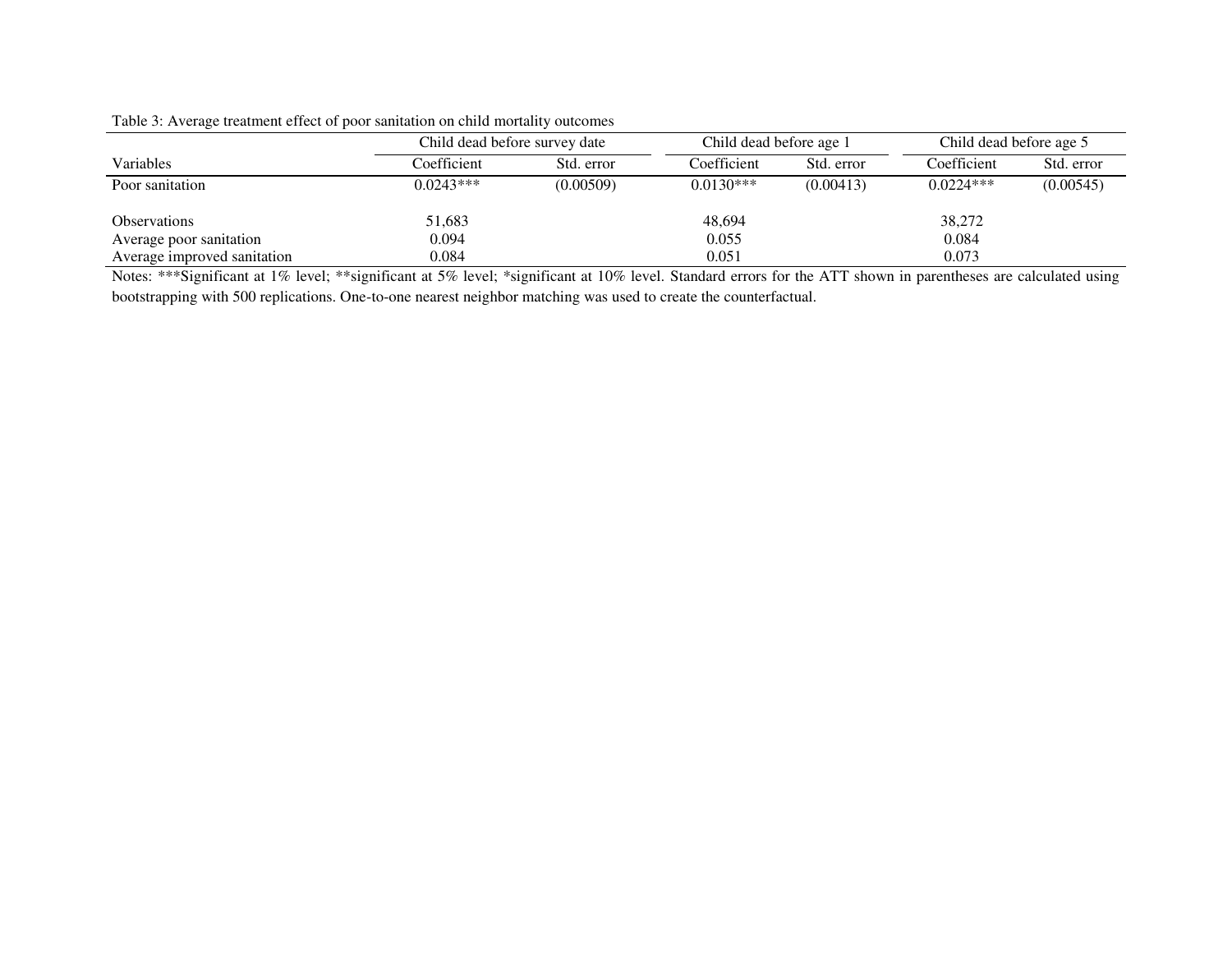Table 3: Average treatment effect of poor sanitation on child mortality outcomes

| | Child dead before survey date | | Child dead before age 1 | | Child dead before age 5 | |
|---|---|---|---|---|---|---|
| Variables | Coefficient | Std. error | Coefficient | Std. error | Coefficient | Std. error |
| Poor sanitation | 0.0243*** | (0.00509) | 0.0130*** | (0.00413) | 0.0224*** | (0.00545) |
| | | | | | | |
| Observations | 51,683 | | 48,694 | | 38,272 | |
| Average poor sanitation | 0.094 | | 0.055 | | 0.084 | |
| Average improved sanitation | 0.084 | | 0.051 | | 0.073 | |

Notes: ***Significant at 1% level; **significant at 5% level; *significant at 10% level. Standard errors for the ATT shown in parentheses are calculated using bootstrapping with 500 replications. One-to-one nearest neighbor matching was used to create the counterfactual.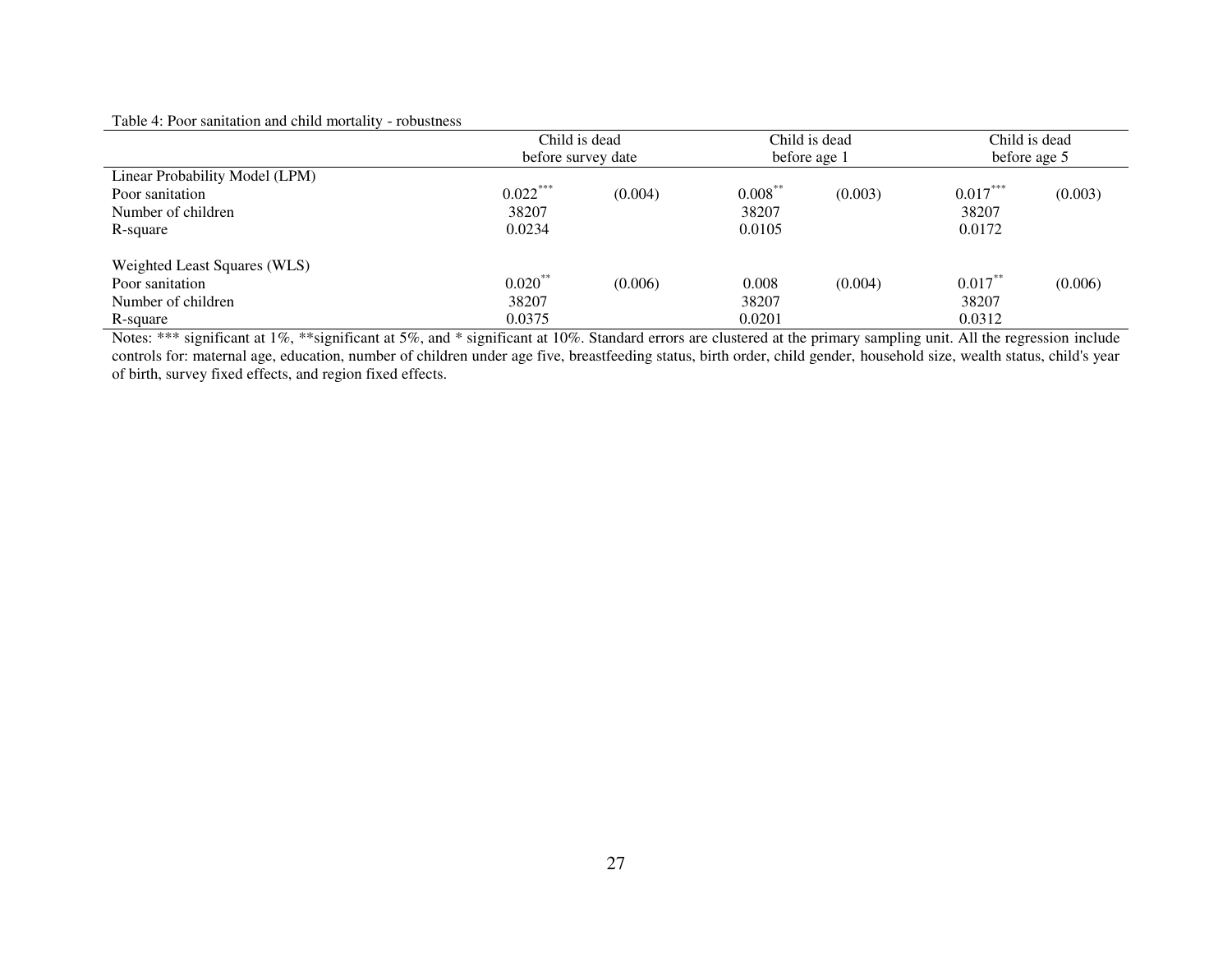Table 4: Poor sanitation and child mortality - robustness

| | Child is dead before survey date | | Child is dead before age 1 | | Child is dead before age 5 | |
|---|---|---|---|---|---|---|
| Linear Probability Model (LPM) | | | | | | |
| Poor sanitation | 0.022*** | (0.004) | 0.008** | (0.003) | 0.017*** | (0.003) |
| Number of children | 38207 | | 38207 | | 38207 | |
| R-square | 0.0234 | | 0.0105 | | 0.0172 | |
| | | | | | | |
| Weighted Least Squares (WLS) | | | | | | |
| Poor sanitation | 0.020** | (0.006) | 0.008 | (0.004) | 0.017** | (0.006) |
| Number of children | 38207 | | 38207 | | 38207 | |
| R-square | 0.0375 | | 0.0201 | | 0.0312 | |

Notes: *** significant at 1%, **significant at 5%, and * significant at 10%. Standard errors are clustered at the primary sampling unit. All the regression include controls for: maternal age, education, number of children under age five, breastfeeding status, birth order, child gender, household size, wealth status, child's year of birth, survey fixed effects, and region fixed effects.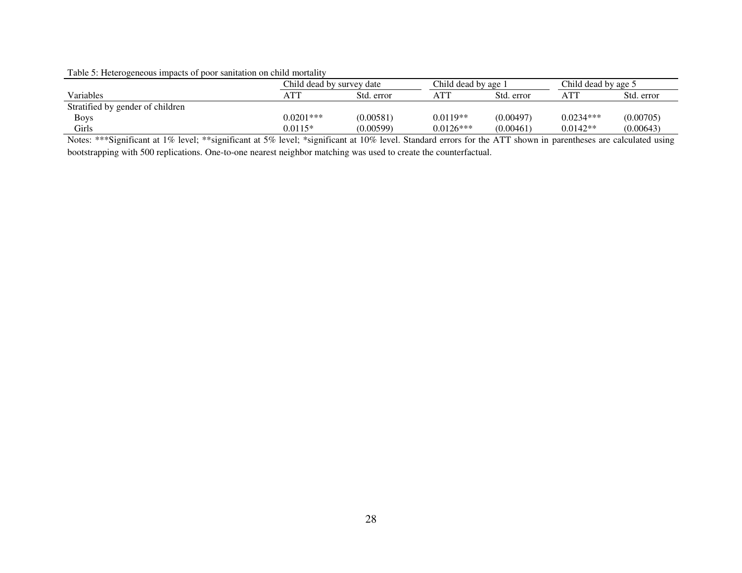Table 5: Heterogeneous impacts of poor sanitation on child mortality

| | Child dead by survey date | | Child dead by age 1 | | Child dead by age 5 | |
|---|---|---|---|---|---|---|
| Variables | ATT | Std. error | ATT | Std. error | ATT | Std. error |
| Stratified by gender of children | | | | | | |
| Boys | 0.0201*** | (0.00581) | 0.0119** | (0.00497) | 0.0234*** | (0.00705) |
| Girls | 0.0115* | (0.00599) | 0.0126*** | (0.00461) | 0.0142** | (0.00643) |

Notes: ***Significant at 1% level; **significant at 5% level; *significant at 10% level. Standard errors for the ATT shown in parentheses are calculated using bootstrapping with 500 replications. One-to-one nearest neighbor matching was used to create the counterfactual.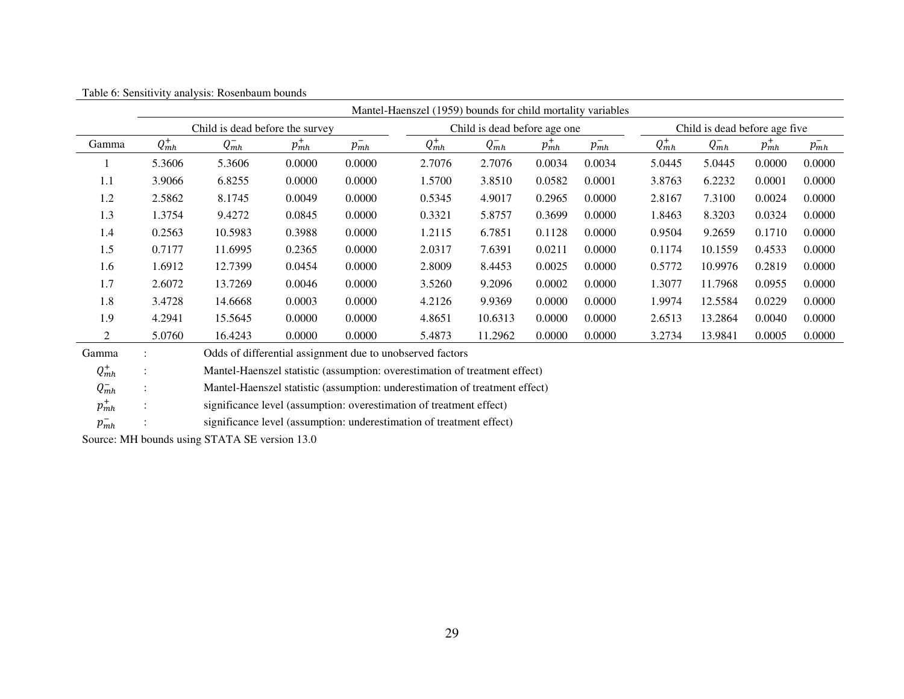Table 6: Sensitivity analysis: Rosenbaum bounds

| | Mantel-Haenszel (1959) bounds for child mortality variables | | | | | | | | | | | |
|---|---|---|---|---|---|---|---|---|---|---|---|---|
| | Child is dead before the survey | | | | Child is dead before age one | | | | Child is dead before age five | | | |
| Gamma | $Q_{mh}^{+}$ | $Q_{mh}^{-}$ | $p_{mh}^{+}$ | $p_{mh}^{-}$ | $Q_{mh}^{+}$ | $Q_{mh}^{-}$ | $p_{mh}^{+}$ | $p_{mh}^{-}$ | $Q_{mh}^{+}$ | $Q_{mh}^{-}$ | $p_{mh}^{+}$ | $p_{mh}^{-}$ |
| 1 | 5.3606 | 5.3606 | 0.0000 | 0.0000 | 2.7076 | 2.7076 | 0.0034 | 0.0034 | 5.0445 | 5.0445 | 0.0000 | 0.0000 |
| 1.1 | 3.9066 | 6.8255 | 0.0000 | 0.0000 | 1.5700 | 3.8510 | 0.0582 | 0.0001 | 3.8763 | 6.2232 | 0.0001 | 0.0000 |
| 1.2 | 2.5862 | 8.1745 | 0.0049 | 0.0000 | 0.5345 | 4.9017 | 0.2965 | 0.0000 | 2.8167 | 7.3100 | 0.0024 | 0.0000 |
| 1.3 | 1.3754 | 9.4272 | 0.0845 | 0.0000 | 0.3321 | 5.8757 | 0.3699 | 0.0000 | 1.8463 | 8.3203 | 0.0324 | 0.0000 |
| 1.4 | 0.2563 | 10.5983 | 0.3988 | 0.0000 | 1.2115 | 6.7851 | 0.1128 | 0.0000 | 0.9504 | 9.2659 | 0.1710 | 0.0000 |
| 1.5 | 0.7177 | 11.6995 | 0.2365 | 0.0000 | 2.0317 | 7.6391 | 0.0211 | 0.0000 | 0.1174 | 10.1559 | 0.4533 | 0.0000 |
| 1.6 | 1.6912 | 12.7399 | 0.0454 | 0.0000 | 2.8009 | 8.4453 | 0.0025 | 0.0000 | 0.5772 | 10.9976 | 0.2819 | 0.0000 |
| 1.7 | 2.6072 | 13.7269 | 0.0046 | 0.0000 | 3.5260 | 9.2096 | 0.0002 | 0.0000 | 1.3077 | 11.7968 | 0.0955 | 0.0000 |
| 1.8 | 3.4728 | 14.6668 | 0.0003 | 0.0000 | 4.2126 | 9.9369 | 0.0000 | 0.0000 | 1.9974 | 12.5584 | 0.0229 | 0.0000 |
| 1.9 | 4.2941 | 15.5645 | 0.0000 | 0.0000 | 4.8651 | 10.6313 | 0.0000 | 0.0000 | 2.6513 | 13.2864 | 0.0040 | 0.0000 |
| 2 | 5.0760 | 16.4243 | 0.0000 | 0.0000 | 5.4873 | 11.2962 | 0.0000 | 0.0000 | 3.2734 | 13.9841 | 0.0005 | 0.0000 |

Gamma : Odds of differential assignment due to unobserved factors

$Q_{mh}^{+}$ : Mantel-Haenszel statistic (assumption: overestimation of treatment effect)

$Q_{mh}^{-}$ : Mantel-Haenszel statistic (assumption: underestimation of treatment effect)

$p_{mh}^{+}$ : significance level (assumption: overestimation of treatment effect)

$p_{mh}^{-}$ : significance level (assumption: underestimation of treatment effect)

Source: MH bounds using STATA SE version 13.0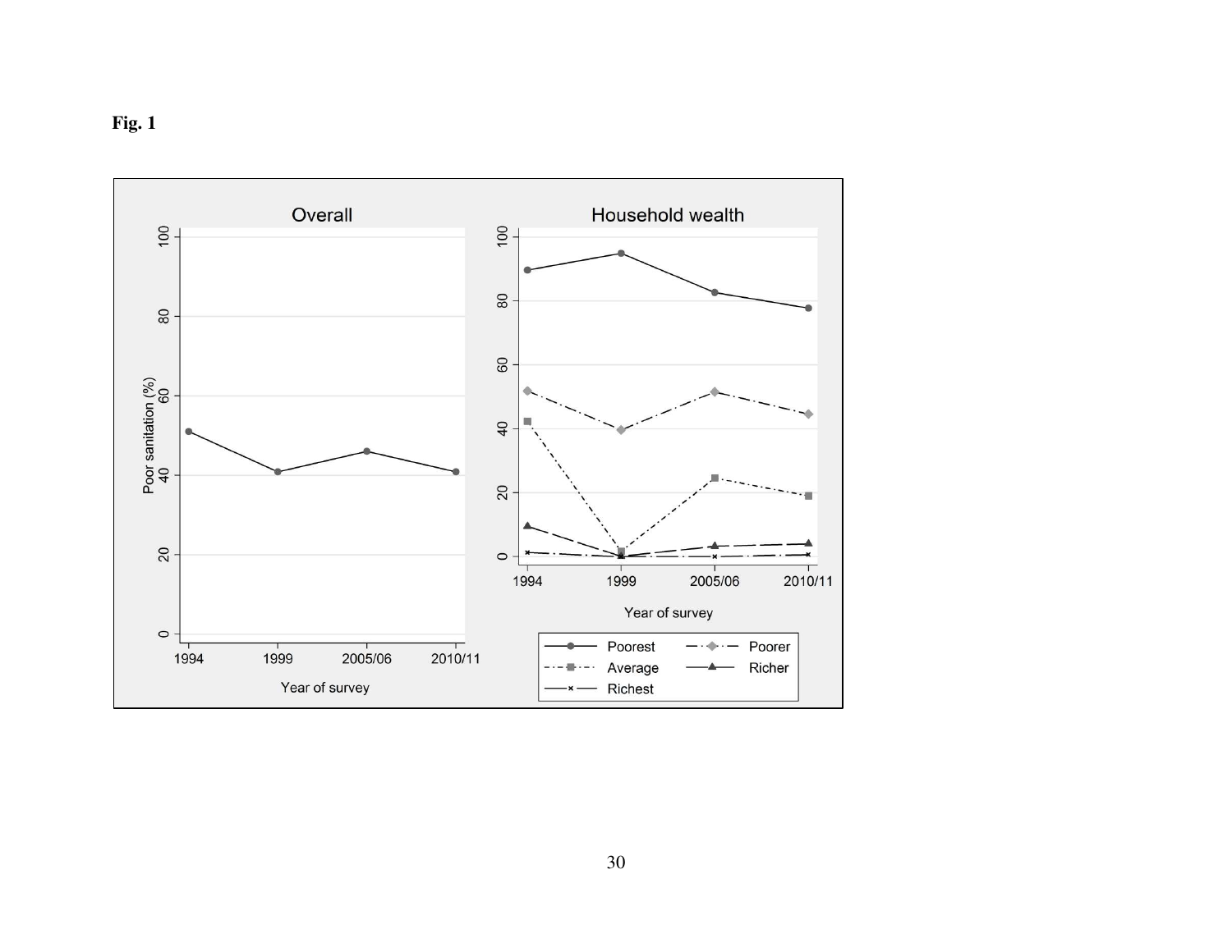**Fig. 1**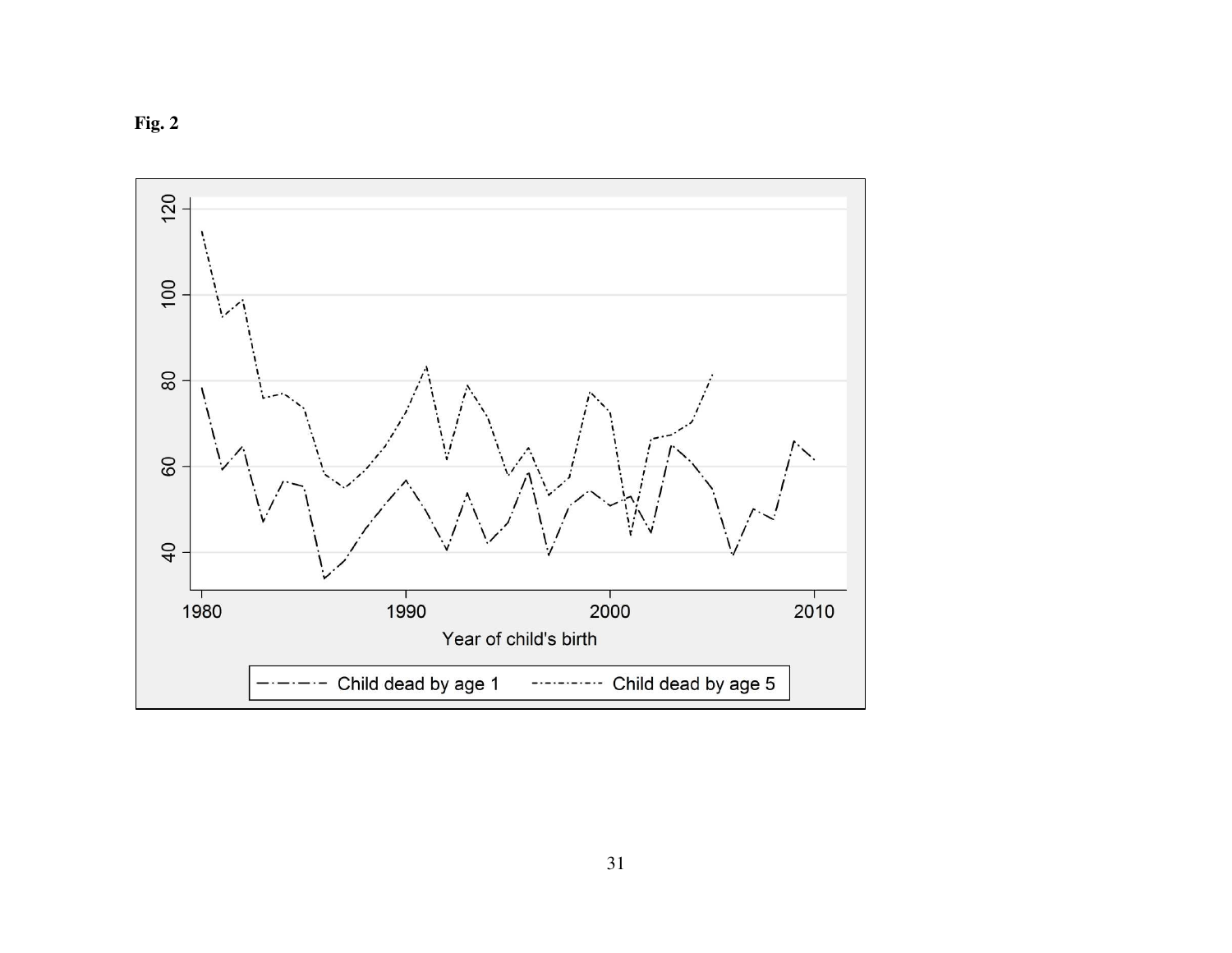**Fig. 2**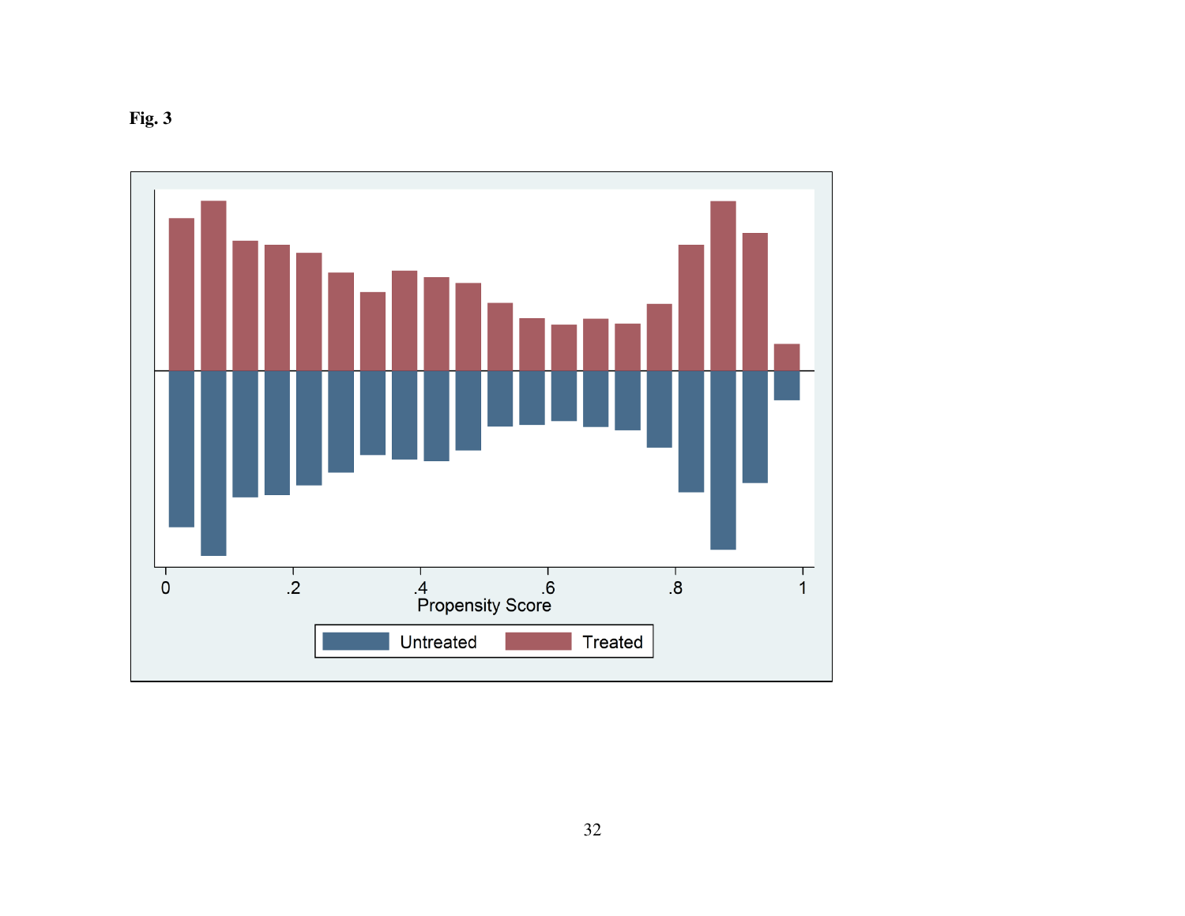**Fig. 3**

0
.2
.4
.6
.8
1
Propensity Score

Untreated
Treated